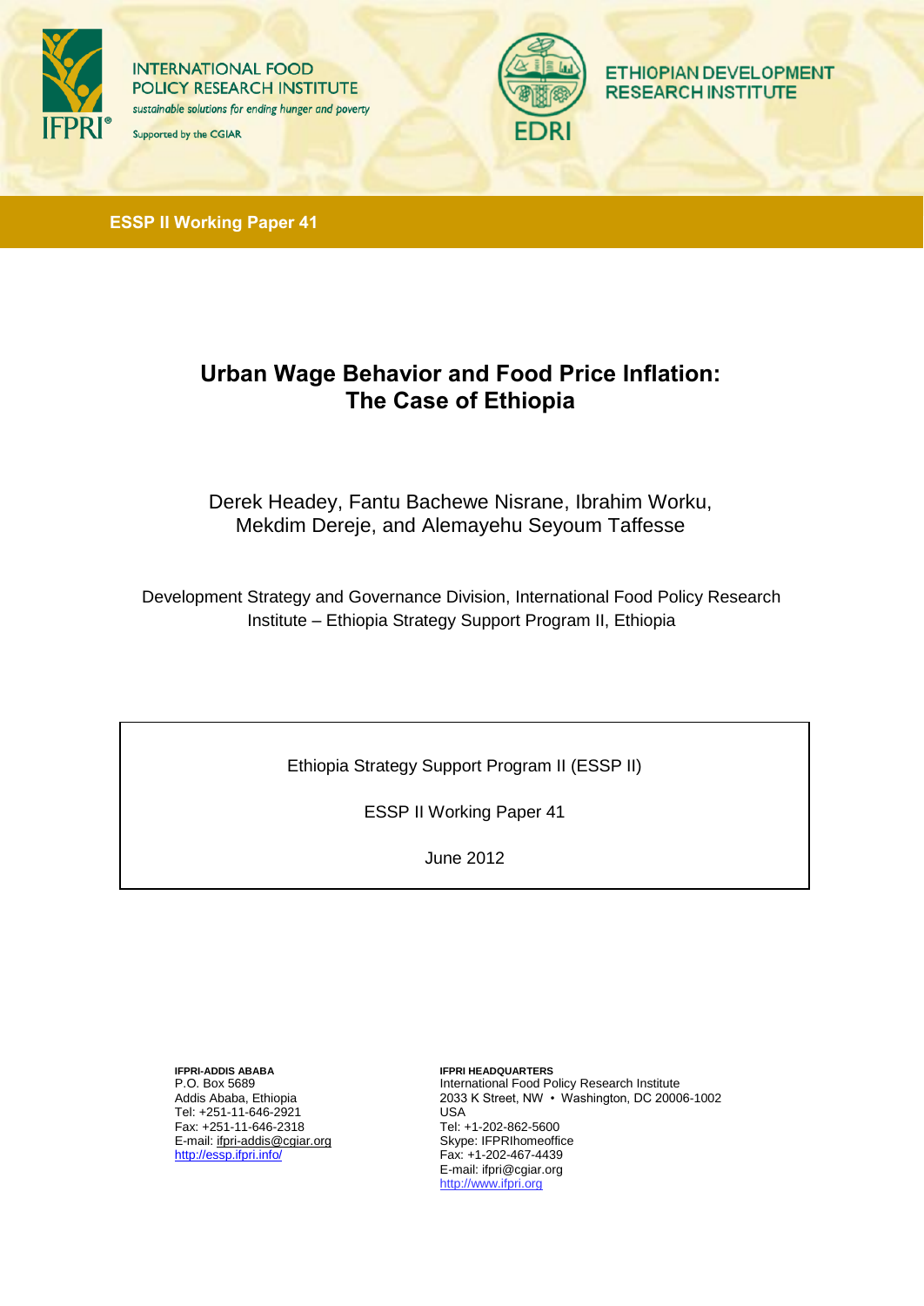INTERNATIONAL FOOD POLICY RESEARCH INSTITUTE

*sustainable solutions for ending hunger and poverty*

Supported by the CGIAR

ETHIOPIAN DEVELOPMENT RESEARCH INSTITUTE

**ESSP II Working Paper 41**

# Urban Wage Behavior and Food Price Inflation: The Case of Ethiopia

Derek Headey, Fantu Bachewe Nisrane, Ibrahim Worku, Mekdim Dereje, and Alemayehu Seyoum Taffesse

Development Strategy and Governance Division, International Food Policy Research Institute – Ethiopia Strategy Support Program II, Ethiopia

Ethiopia Strategy Support Program II (ESSP II)

ESSP II Working Paper 41

June 2012

**IFPRI-ADDIS ABABA**
P.O. Box 5689
Addis Ababa, Ethiopia
Tel: +251-11-646-2921
Fax: +251-11-646-2318
E-mail: ifpri-addis@cgiar.org
http://essp.ifpri.info/

**IFPRI HEADQUARTERS**
International Food Policy Research Institute
2033 K Street, NW • Washington, DC 20006-1002
USA
Tel: +1-202-862-5600
Skype: IFPRIhomeoffice
Fax: +1-202-467-4439
E-mail: ifpri@cgiar.org
http://www.ifpri.org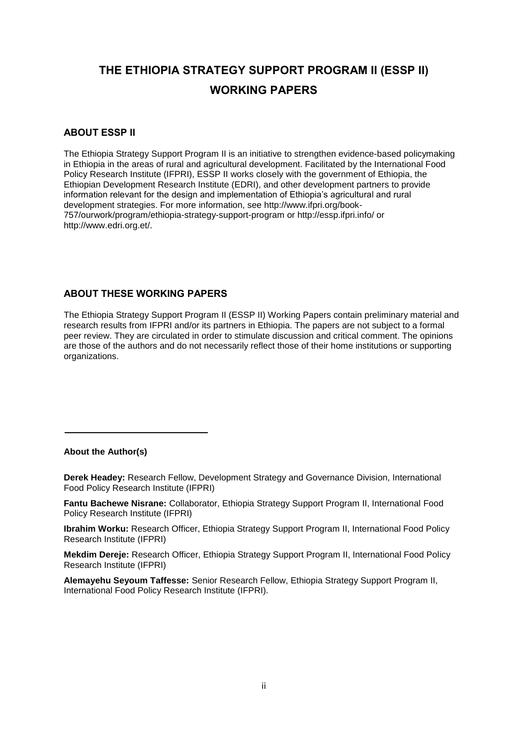# THE ETHIOPIA STRATEGY SUPPORT PROGRAM II (ESSP II) WORKING PAPERS

## ABOUT ESSP II

The Ethiopia Strategy Support Program II is an initiative to strengthen evidence-based policymaking in Ethiopia in the areas of rural and agricultural development. Facilitated by the International Food Policy Research Institute (IFPRI), ESSP II works closely with the government of Ethiopia, the Ethiopian Development Research Institute (EDRI), and other development partners to provide information relevant for the design and implementation of Ethiopia's agricultural and rural development strategies. For more information, see http://www.ifpri.org/book-757/ourwork/program/ethiopia-strategy-support-program or http://essp.ifpri.info/ or http://www.edri.org.et/.

## ABOUT THESE WORKING PAPERS

The Ethiopia Strategy Support Program II (ESSP II) Working Papers contain preliminary material and research results from IFPRI and/or its partners in Ethiopia. The papers are not subject to a formal peer review. They are circulated in order to stimulate discussion and critical comment. The opinions are those of the authors and do not necessarily reflect those of their home institutions or supporting organizations.

---

**About the Author(s)**

**Derek Headey:** Research Fellow, Development Strategy and Governance Division, International Food Policy Research Institute (IFPRI)

**Fantu Bachewe Nisrane:** Collaborator, Ethiopia Strategy Support Program II, International Food Policy Research Institute (IFPRI)

**Ibrahim Worku:** Research Officer, Ethiopia Strategy Support Program II, International Food Policy Research Institute (IFPRI)

**Mekdim Dereje:** Research Officer, Ethiopia Strategy Support Program II, International Food Policy Research Institute (IFPRI)

**Alemayehu Seyoum Taffesse:** Senior Research Fellow, Ethiopia Strategy Support Program II, International Food Policy Research Institute (IFPRI).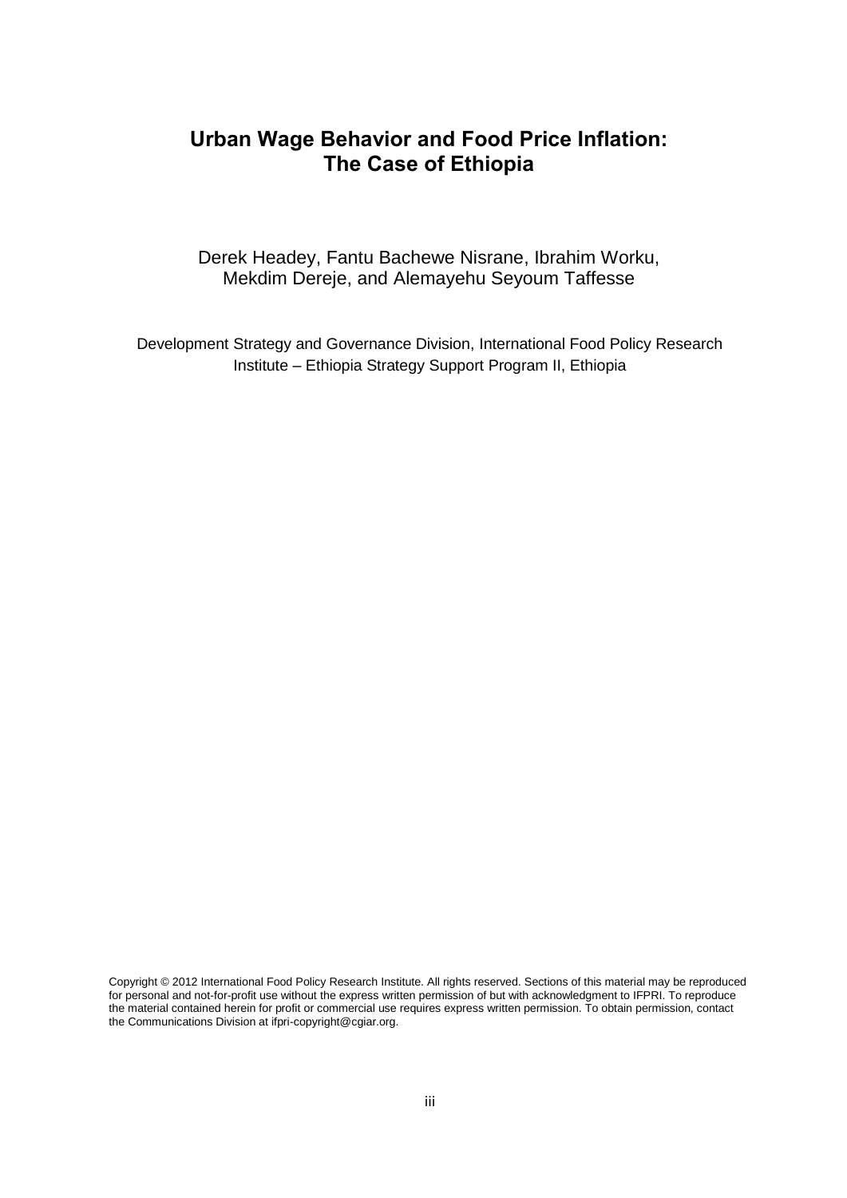# Urban Wage Behavior and Food Price Inflation: The Case of Ethiopia

Derek Headey, Fantu Bachewe Nisrane, Ibrahim Worku, Mekdim Dereje, and Alemayehu Seyoum Taffesse

Development Strategy and Governance Division, International Food Policy Research Institute – Ethiopia Strategy Support Program II, Ethiopia

Copyright © 2012 International Food Policy Research Institute. All rights reserved. Sections of this material may be reproduced for personal and not-for-profit use without the express written permission of but with acknowledgment to IFPRI. To reproduce the material contained herein for profit or commercial use requires express written permission. To obtain permission, contact the Communications Division at ifpri-copyright@cgiar.org.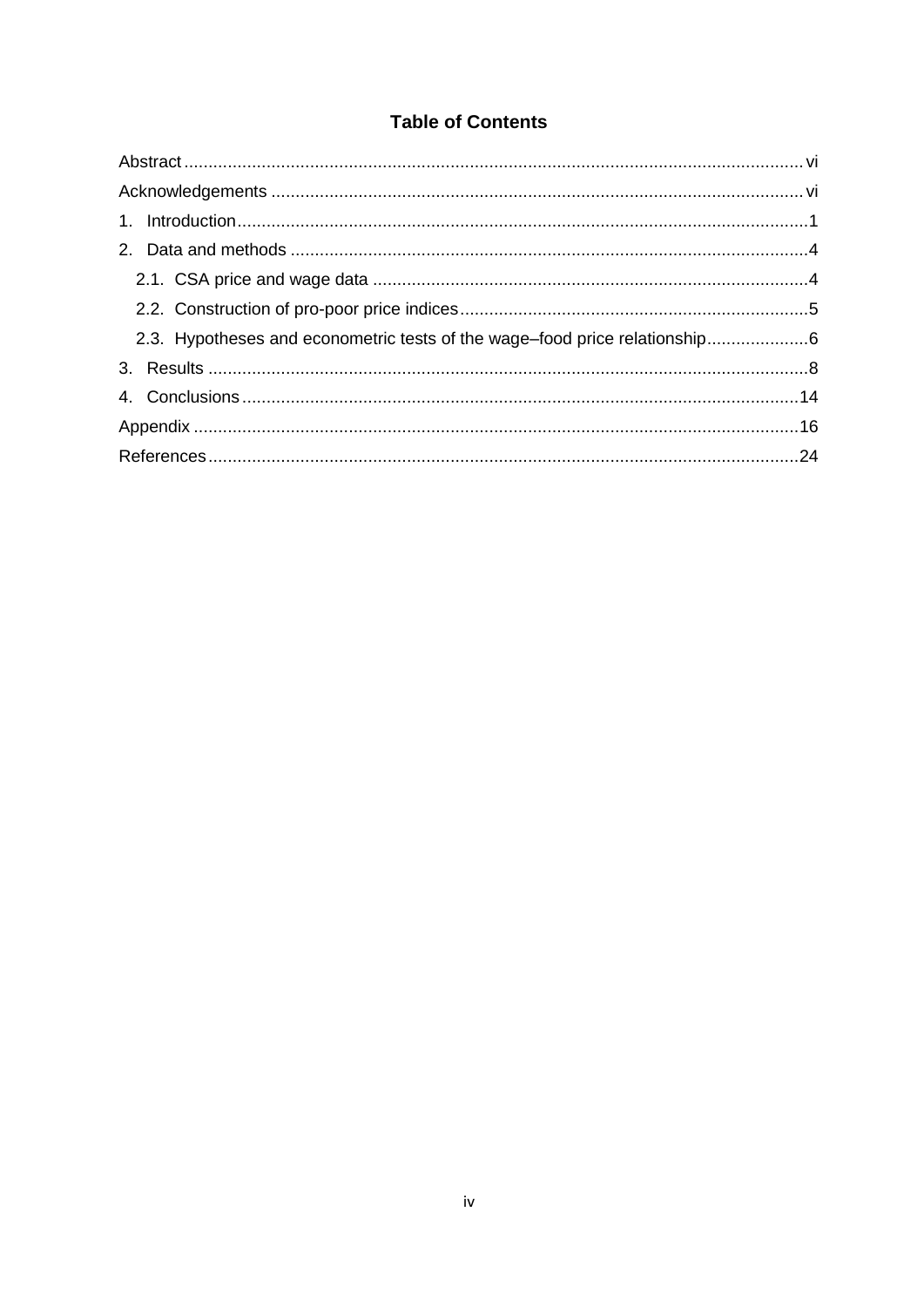## Table of Contents

Abstract ........ vi

Acknowledgements ........ vi

1. Introduction ........ 1
2. Data and methods ........ 4
   - 2.1. CSA price and wage data ........ 4
   - 2.2. Construction of pro-poor price indices ........ 5
   - 2.3. Hypotheses and econometric tests of the wage–food price relationship ........ 6
3. Results ........ 8
4. Conclusions ........ 14

Appendix ........ 16

References ........ 24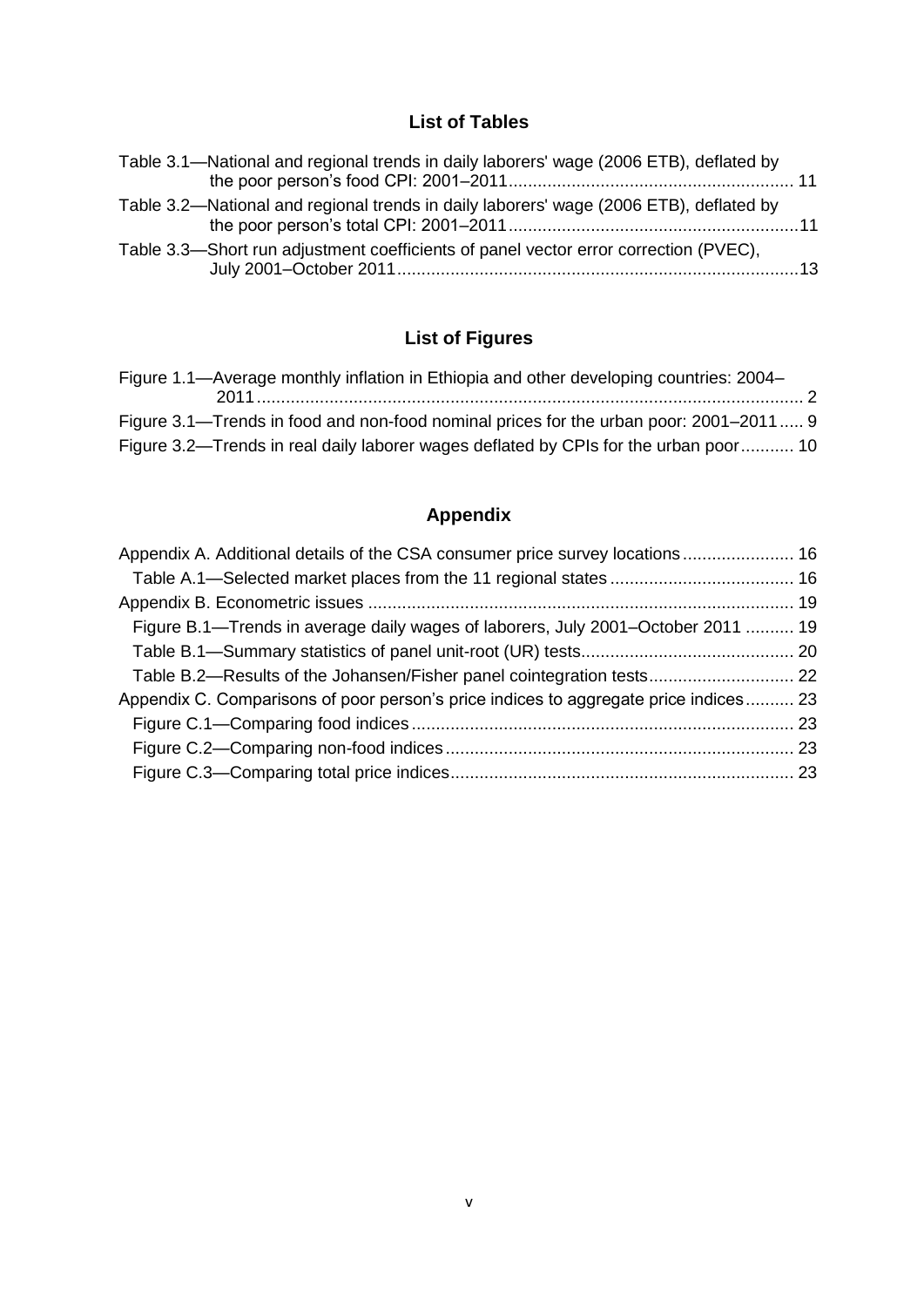## List of Tables

Table 3.1—National and regional trends in daily laborers' wage (2006 ETB), deflated by the poor person's food CPI: 2001–2011 ........................................................ 11

Table 3.2—National and regional trends in daily laborers' wage (2006 ETB), deflated by the poor person's total CPI: 2001–2011 ........................................................ 11

Table 3.3—Short run adjustment coefficients of panel vector error correction (PVEC), July 2001–October 2011 ................................................................................ 13

## List of Figures

Figure 1.1—Average monthly inflation in Ethiopia and other developing countries: 2004–2011 .................................................................................................................. 2

Figure 3.1—Trends in food and non-food nominal prices for the urban poor: 2001–2011 ..... 9

Figure 3.2—Trends in real daily laborer wages deflated by CPIs for the urban poor ........... 10

## Appendix

Appendix A. Additional details of the CSA consumer price survey locations ....................... 16

- Table A.1—Selected market places from the 11 regional states ...................................... 16

Appendix B. Econometric issues ........................................................................................ 19

- Figure B.1—Trends in average daily wages of laborers, July 2001–October 2011 .......... 19
- Table B.1—Summary statistics of panel unit-root (UR) tests........................................... 20
- Table B.2—Results of the Johansen/Fisher panel cointegration tests.............................. 22

Appendix C. Comparisons of poor person's price indices to aggregate price indices.......... 23

- Figure C.1—Comparing food indices ............................................................................... 23
- Figure C.2—Comparing non-food indices ........................................................................ 23
- Figure C.3—Comparing total price indices....................................................................... 23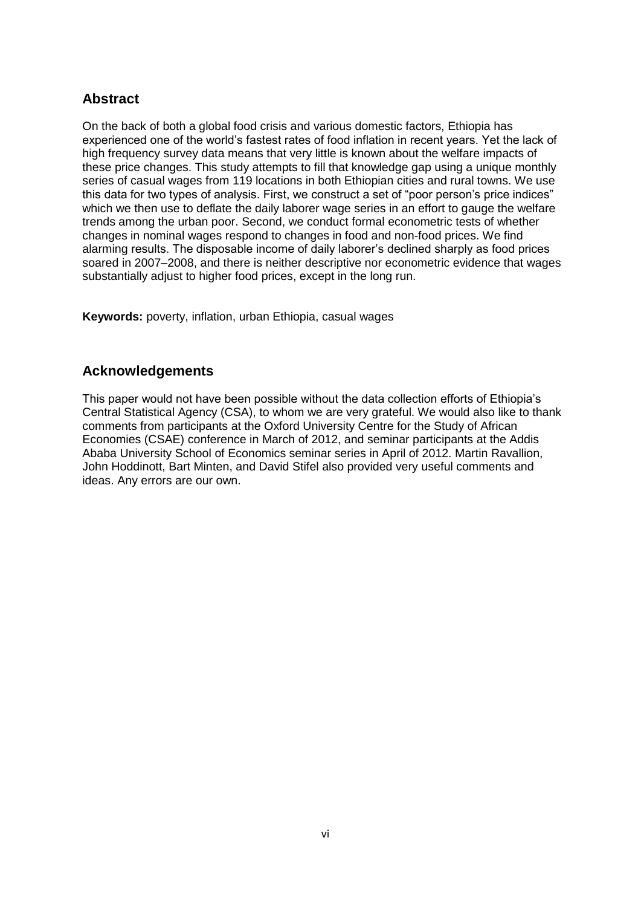## Abstract

On the back of both a global food crisis and various domestic factors, Ethiopia has experienced one of the world's fastest rates of food inflation in recent years. Yet the lack of high frequency survey data means that very little is known about the welfare impacts of these price changes. This study attempts to fill that knowledge gap using a unique monthly series of casual wages from 119 locations in both Ethiopian cities and rural towns. We use this data for two types of analysis. First, we construct a set of "poor person's price indices" which we then use to deflate the daily laborer wage series in an effort to gauge the welfare trends among the urban poor. Second, we conduct formal econometric tests of whether changes in nominal wages respond to changes in food and non-food prices. We find alarming results. The disposable income of daily laborer's declined sharply as food prices soared in 2007–2008, and there is neither descriptive nor econometric evidence that wages substantially adjust to higher food prices, except in the long run.

**Keywords:** poverty, inflation, urban Ethiopia, casual wages

## Acknowledgements

This paper would not have been possible without the data collection efforts of Ethiopia's Central Statistical Agency (CSA), to whom we are very grateful. We would also like to thank comments from participants at the Oxford University Centre for the Study of African Economies (CSAE) conference in March of 2012, and seminar participants at the Addis Ababa University School of Economics seminar series in April of 2012. Martin Ravallion, John Hoddinott, Bart Minten, and David Stifel also provided very useful comments and ideas. Any errors are our own.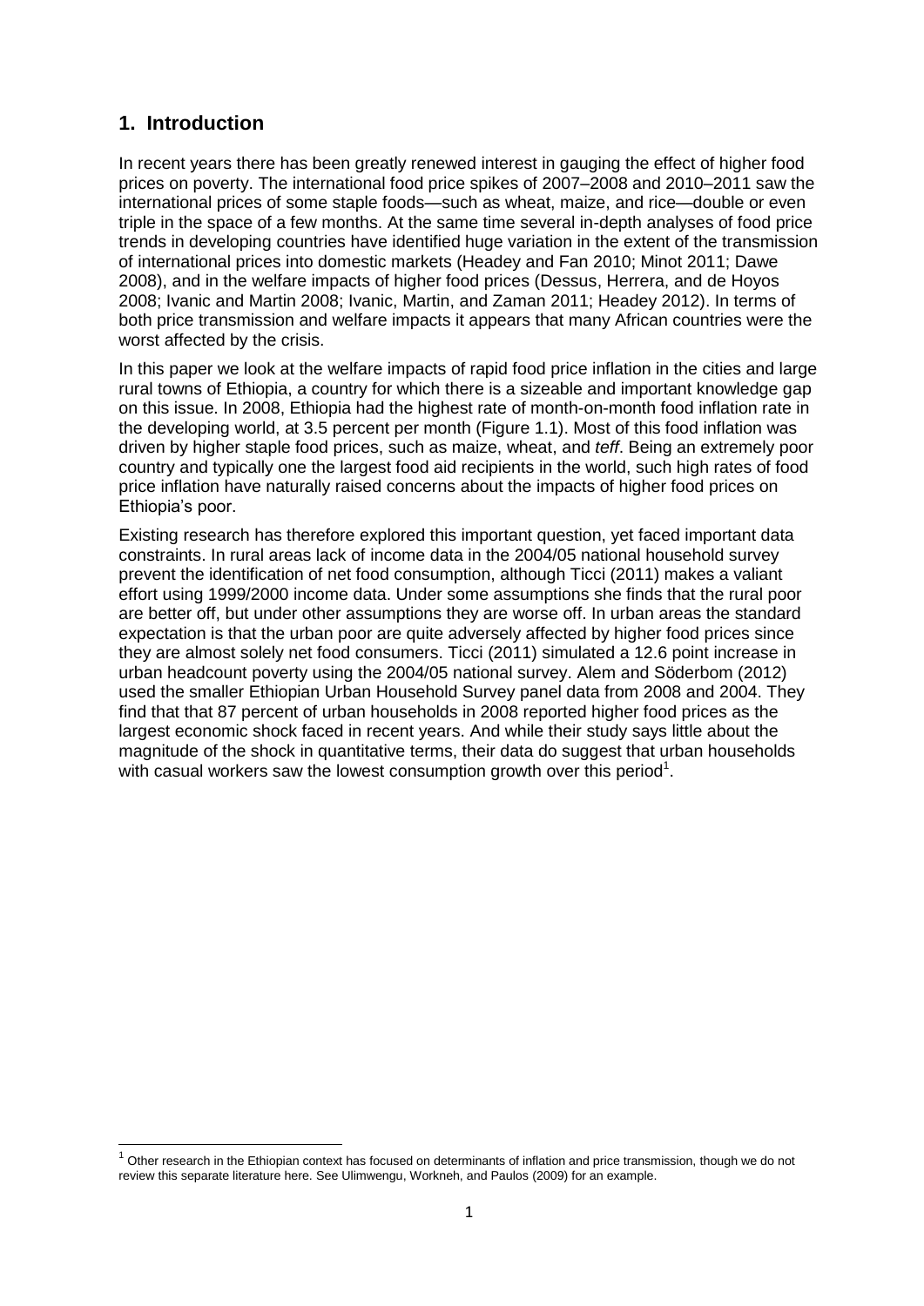## 1. Introduction

In recent years there has been greatly renewed interest in gauging the effect of higher food prices on poverty. The international food price spikes of 2007–2008 and 2010–2011 saw the international prices of some staple foods—such as wheat, maize, and rice—double or even triple in the space of a few months. At the same time several in-depth analyses of food price trends in developing countries have identified huge variation in the extent of the transmission of international prices into domestic markets (Headey and Fan 2010; Minot 2011; Dawe 2008), and in the welfare impacts of higher food prices (Dessus, Herrera, and de Hoyos 2008; Ivanic and Martin 2008; Ivanic, Martin, and Zaman 2011; Headey 2012). In terms of both price transmission and welfare impacts it appears that many African countries were the worst affected by the crisis.

In this paper we look at the welfare impacts of rapid food price inflation in the cities and large rural towns of Ethiopia, a country for which there is a sizeable and important knowledge gap on this issue. In 2008, Ethiopia had the highest rate of month-on-month food inflation rate in the developing world, at 3.5 percent per month (Figure 1.1). Most of this food inflation was driven by higher staple food prices, such as maize, wheat, and *teff*. Being an extremely poor country and typically one the largest food aid recipients in the world, such high rates of food price inflation have naturally raised concerns about the impacts of higher food prices on Ethiopia's poor.

Existing research has therefore explored this important question, yet faced important data constraints. In rural areas lack of income data in the 2004/05 national household survey prevent the identification of net food consumption, although Ticci (2011) makes a valiant effort using 1999/2000 income data. Under some assumptions she finds that the rural poor are better off, but under other assumptions they are worse off. In urban areas the standard expectation is that the urban poor are quite adversely affected by higher food prices since they are almost solely net food consumers. Ticci (2011) simulated a 12.6 point increase in urban headcount poverty using the 2004/05 national survey. Alem and Söderbom (2012) used the smaller Ethiopian Urban Household Survey panel data from 2008 and 2004. They find that that 87 percent of urban households in 2008 reported higher food prices as the largest economic shock faced in recent years. And while their study says little about the magnitude of the shock in quantitative terms, their data do suggest that urban households with casual workers saw the lowest consumption growth over this period[1].

[1] Other research in the Ethiopian context has focused on determinants of inflation and price transmission, though we do not review this separate literature here. See Ulimwengu, Workneh, and Paulos (2009) for an example.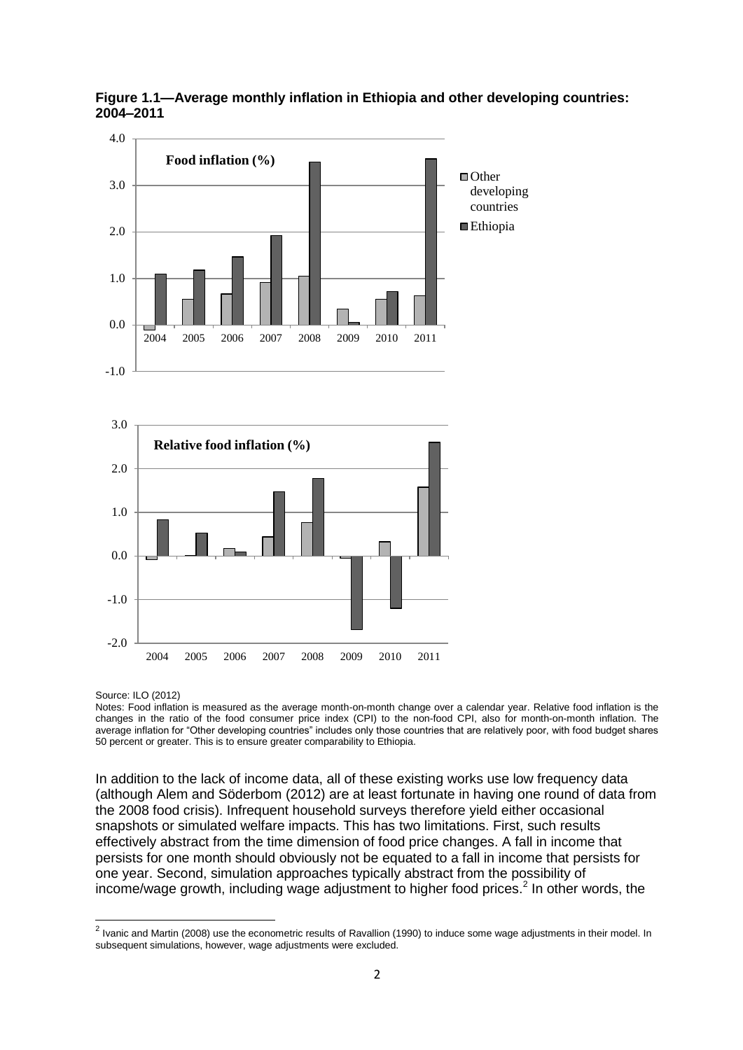**Figure 1.1—Average monthly inflation in Ethiopia and other developing countries: 2004–2011**

Source: ILO (2012)

Notes: Food inflation is measured as the average month-on-month change over a calendar year. Relative food inflation is the changes in the ratio of the food consumer price index (CPI) to the non-food CPI, also for month-on-month inflation. The average inflation for "Other developing countries" includes only those countries that are relatively poor, with food budget shares 50 percent or greater. This is to ensure greater comparability to Ethiopia.

In addition to the lack of income data, all of these existing works use low frequency data (although Alem and Söderbom (2012) are at least fortunate in having one round of data from the 2008 food crisis). Infrequent household surveys therefore yield either occasional snapshots or simulated welfare impacts. This has two limitations. First, such results effectively abstract from the time dimension of food price changes. A fall in income that persists for one month should obviously not be equated to a fall in income that persists for one year. Second, simulation approaches typically abstract from the possibility of income/wage growth, including wage adjustment to higher food prices.[2] In other words, the

[2] Ivanic and Martin (2008) use the econometric results of Ravallion (1990) to induce some wage adjustments in their model. In subsequent simulations, however, wage adjustments were excluded.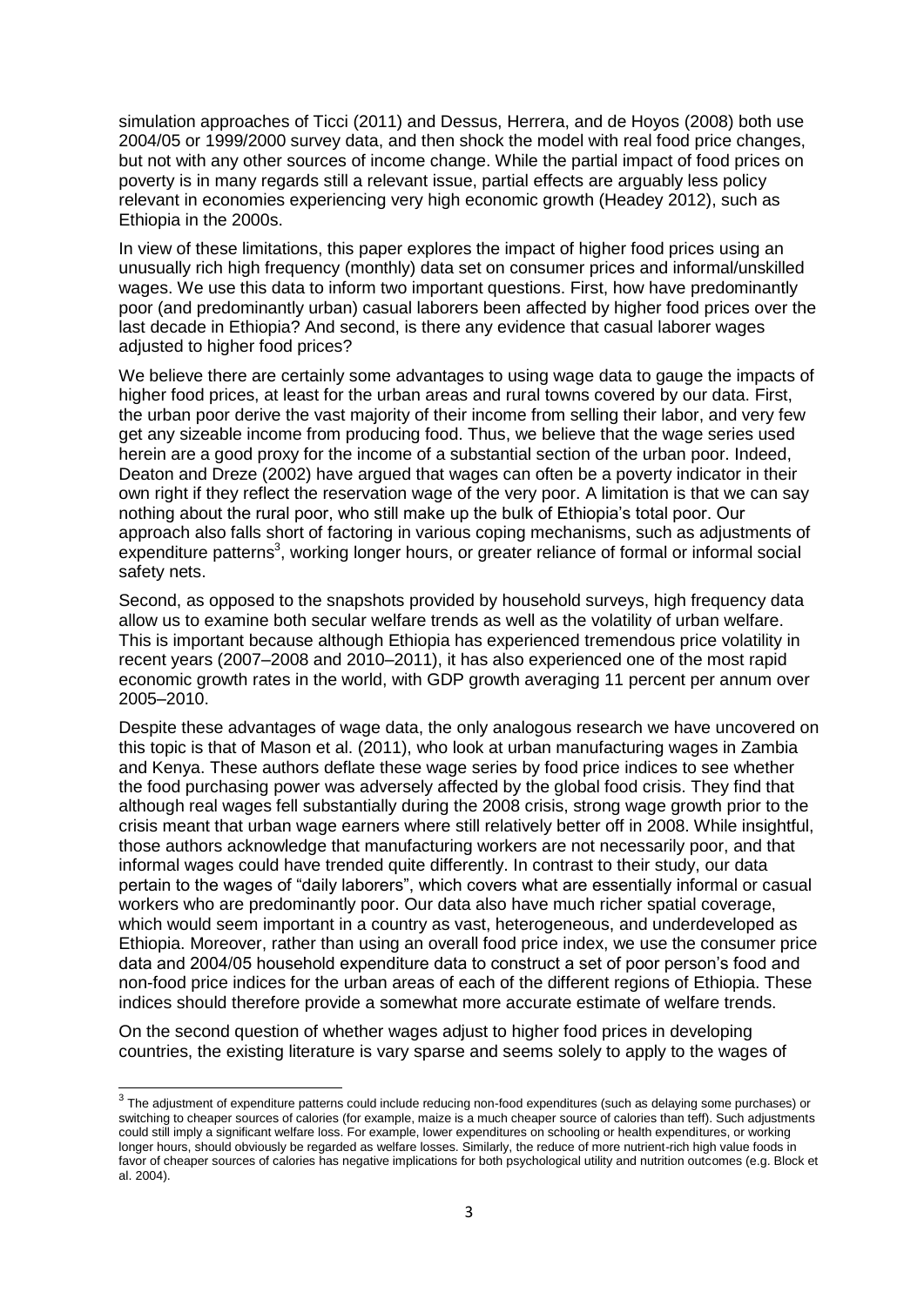simulation approaches of Ticci (2011) and Dessus, Herrera, and de Hoyos (2008) both use 2004/05 or 1999/2000 survey data, and then shock the model with real food price changes, but not with any other sources of income change. While the partial impact of food prices on poverty is in many regards still a relevant issue, partial effects are arguably less policy relevant in economies experiencing very high economic growth (Headey 2012), such as Ethiopia in the 2000s.

In view of these limitations, this paper explores the impact of higher food prices using an unusually rich high frequency (monthly) data set on consumer prices and informal/unskilled wages. We use this data to inform two important questions. First, how have predominantly poor (and predominantly urban) casual laborers been affected by higher food prices over the last decade in Ethiopia? And second, is there any evidence that casual laborer wages adjusted to higher food prices?

We believe there are certainly some advantages to using wage data to gauge the impacts of higher food prices, at least for the urban areas and rural towns covered by our data. First, the urban poor derive the vast majority of their income from selling their labor, and very few get any sizeable income from producing food. Thus, we believe that the wage series used herein are a good proxy for the income of a substantial section of the urban poor. Indeed, Deaton and Dreze (2002) have argued that wages can often be a poverty indicator in their own right if they reflect the reservation wage of the very poor. A limitation is that we can say nothing about the rural poor, who still make up the bulk of Ethiopia's total poor. Our approach also falls short of factoring in various coping mechanisms, such as adjustments of expenditure patterns[3], working longer hours, or greater reliance of formal or informal social safety nets.

Second, as opposed to the snapshots provided by household surveys, high frequency data allow us to examine both secular welfare trends as well as the volatility of urban welfare. This is important because although Ethiopia has experienced tremendous price volatility in recent years (2007–2008 and 2010–2011), it has also experienced one of the most rapid economic growth rates in the world, with GDP growth averaging 11 percent per annum over 2005–2010.

Despite these advantages of wage data, the only analogous research we have uncovered on this topic is that of Mason et al. (2011), who look at urban manufacturing wages in Zambia and Kenya. These authors deflate these wage series by food price indices to see whether the food purchasing power was adversely affected by the global food crisis. They find that although real wages fell substantially during the 2008 crisis, strong wage growth prior to the crisis meant that urban wage earners where still relatively better off in 2008. While insightful, those authors acknowledge that manufacturing workers are not necessarily poor, and that informal wages could have trended quite differently. In contrast to their study, our data pertain to the wages of "daily laborers", which covers what are essentially informal or casual workers who are predominantly poor. Our data also have much richer spatial coverage, which would seem important in a country as vast, heterogeneous, and underdeveloped as Ethiopia. Moreover, rather than using an overall food price index, we use the consumer price data and 2004/05 household expenditure data to construct a set of poor person's food and non-food price indices for the urban areas of each of the different regions of Ethiopia. These indices should therefore provide a somewhat more accurate estimate of welfare trends.

On the second question of whether wages adjust to higher food prices in developing countries, the existing literature is vary sparse and seems solely to apply to the wages of

---

[3] The adjustment of expenditure patterns could include reducing non-food expenditures (such as delaying some purchases) or switching to cheaper sources of calories (for example, maize is a much cheaper source of calories than teff). Such adjustments could still imply a significant welfare loss. For example, lower expenditures on schooling or health expenditures, or working longer hours, should obviously be regarded as welfare losses. Similarly, the reduce of more nutrient-rich high value foods in favor of cheaper sources of calories has negative implications for both psychological utility and nutrition outcomes (e.g. Block et al. 2004).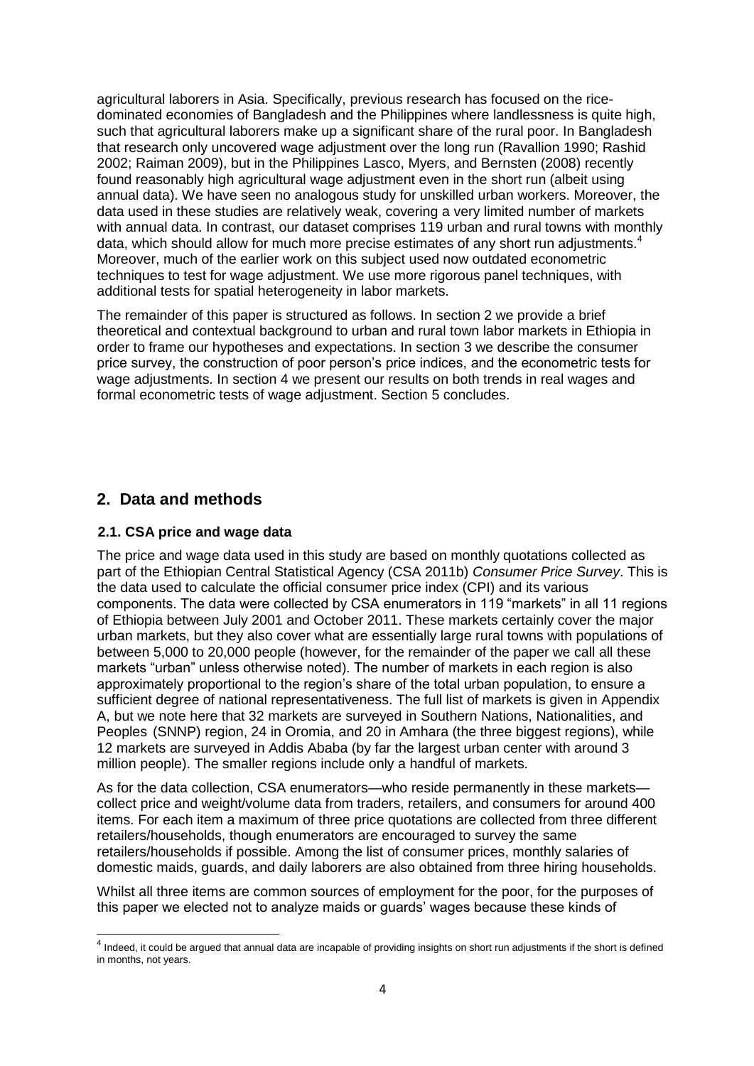agricultural laborers in Asia. Specifically, previous research has focused on the rice-dominated economies of Bangladesh and the Philippines where landlessness is quite high, such that agricultural laborers make up a significant share of the rural poor. In Bangladesh that research only uncovered wage adjustment over the long run (Ravallion 1990; Rashid 2002; Raiman 2009), but in the Philippines Lasco, Myers, and Bernsten (2008) recently found reasonably high agricultural wage adjustment even in the short run (albeit using annual data). We have seen no analogous study for unskilled urban workers. Moreover, the data used in these studies are relatively weak, covering a very limited number of markets with annual data. In contrast, our dataset comprises 119 urban and rural towns with monthly data, which should allow for much more precise estimates of any short run adjustments.[4] Moreover, much of the earlier work on this subject used now outdated econometric techniques to test for wage adjustment. We use more rigorous panel techniques, with additional tests for spatial heterogeneity in labor markets.

The remainder of this paper is structured as follows. In section 2 we provide a brief theoretical and contextual background to urban and rural town labor markets in Ethiopia in order to frame our hypotheses and expectations. In section 3 we describe the consumer price survey, the construction of poor person's price indices, and the econometric tests for wage adjustments. In section 4 we present our results on both trends in real wages and formal econometric tests of wage adjustment. Section 5 concludes.

## 2. Data and methods

### 2.1. CSA price and wage data

The price and wage data used in this study are based on monthly quotations collected as part of the Ethiopian Central Statistical Agency (CSA 2011b) *Consumer Price Survey*. This is the data used to calculate the official consumer price index (CPI) and its various components. The data were collected by CSA enumerators in 119 "markets" in all 11 regions of Ethiopia between July 2001 and October 2011. These markets certainly cover the major urban markets, but they also cover what are essentially large rural towns with populations of between 5,000 to 20,000 people (however, for the remainder of the paper we call all these markets "urban" unless otherwise noted). The number of markets in each region is also approximately proportional to the region's share of the total urban population, to ensure a sufficient degree of national representativeness. The full list of markets is given in Appendix A, but we note here that 32 markets are surveyed in Southern Nations, Nationalities, and Peoples (SNNP) region, 24 in Oromia, and 20 in Amhara (the three biggest regions), while 12 markets are surveyed in Addis Ababa (by far the largest urban center with around 3 million people). The smaller regions include only a handful of markets.

As for the data collection, CSA enumerators—who reside permanently in these markets—collect price and weight/volume data from traders, retailers, and consumers for around 400 items. For each item a maximum of three price quotations are collected from three different retailers/households, though enumerators are encouraged to survey the same retailers/households if possible. Among the list of consumer prices, monthly salaries of domestic maids, guards, and daily laborers are also obtained from three hiring households.

Whilst all three items are common sources of employment for the poor, for the purposes of this paper we elected not to analyze maids or guards' wages because these kinds of

[4] Indeed, it could be argued that annual data are incapable of providing insights on short run adjustments if the short is defined in months, not years.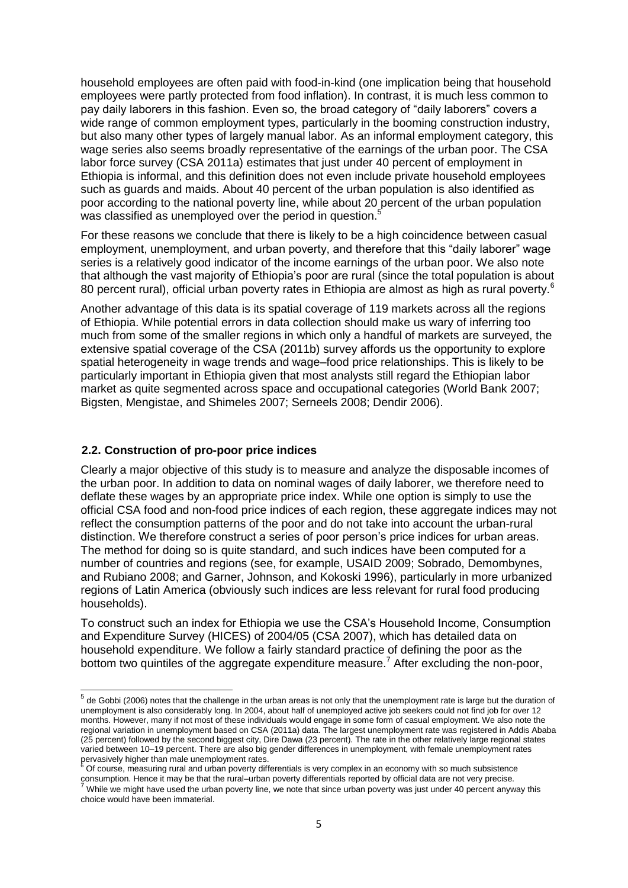household employees are often paid with food-in-kind (one implication being that household employees were partly protected from food inflation). In contrast, it is much less common to pay daily laborers in this fashion. Even so, the broad category of "daily laborers" covers a wide range of common employment types, particularly in the booming construction industry, but also many other types of largely manual labor. As an informal employment category, this wage series also seems broadly representative of the earnings of the urban poor. The CSA labor force survey (CSA 2011a) estimates that just under 40 percent of employment in Ethiopia is informal, and this definition does not even include private household employees such as guards and maids. About 40 percent of the urban population is also identified as poor according to the national poverty line, while about 20 percent of the urban population was classified as unemployed over the period in question.[5]

For these reasons we conclude that there is likely to be a high coincidence between casual employment, unemployment, and urban poverty, and therefore that this "daily laborer" wage series is a relatively good indicator of the income earnings of the urban poor. We also note that although the vast majority of Ethiopia's poor are rural (since the total population is about 80 percent rural), official urban poverty rates in Ethiopia are almost as high as rural poverty.[6]

Another advantage of this data is its spatial coverage of 119 markets across all the regions of Ethiopia. While potential errors in data collection should make us wary of inferring too much from some of the smaller regions in which only a handful of markets are surveyed, the extensive spatial coverage of the CSA (2011b) survey affords us the opportunity to explore spatial heterogeneity in wage trends and wage–food price relationships. This is likely to be particularly important in Ethiopia given that most analysts still regard the Ethiopian labor market as quite segmented across space and occupational categories (World Bank 2007; Bigsten, Mengistae, and Shimeles 2007; Serneels 2008; Dendir 2006).

## 2.2. Construction of pro-poor price indices

Clearly a major objective of this study is to measure and analyze the disposable incomes of the urban poor. In addition to data on nominal wages of daily laborer, we therefore need to deflate these wages by an appropriate price index. While one option is simply to use the official CSA food and non-food price indices of each region, these aggregate indices may not reflect the consumption patterns of the poor and do not take into account the urban-rural distinction. We therefore construct a series of poor person's price indices for urban areas. The method for doing so is quite standard, and such indices have been computed for a number of countries and regions (see, for example, USAID 2009; Sobrado, Demombynes, and Rubiano 2008; and Garner, Johnson, and Kokoski 1996), particularly in more urbanized regions of Latin America (obviously such indices are less relevant for rural food producing households).

To construct such an index for Ethiopia we use the CSA's Household Income, Consumption and Expenditure Survey (HICES) of 2004/05 (CSA 2007), which has detailed data on household expenditure. We follow a fairly standard practice of defining the poor as the bottom two quintiles of the aggregate expenditure measure.[7] After excluding the non-poor,

---

[5] de Gobbi (2006) notes that the challenge in the urban areas is not only that the unemployment rate is large but the duration of unemployment is also considerably long. In 2004, about half of unemployed active job seekers could not find job for over 12 months. However, many if not most of these individuals would engage in some form of casual employment. We also note the regional variation in unemployment based on CSA (2011a) data. The largest unemployment rate was registered in Addis Ababa (25 percent) followed by the second biggest city, Dire Dawa (23 percent). The rate in the other relatively large regional states varied between 10–19 percent. There are also big gender differences in unemployment, with female unemployment rates pervasively higher than male unemployment rates.

[6] Of course, measuring rural and urban poverty differentials is very complex in an economy with so much subsistence consumption. Hence it may be that the rural–urban poverty differentials reported by official data are not very precise.

[7] While we might have used the urban poverty line, we note that since urban poverty was just under 40 percent anyway this choice would have been immaterial.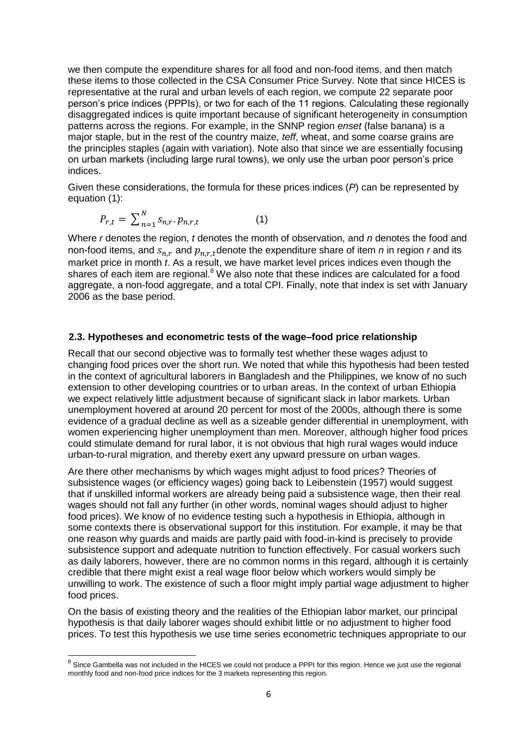we then compute the expenditure shares for all food and non-food items, and then match these items to those collected in the CSA Consumer Price Survey. Note that since HICES is representative at the rural and urban levels of each region, we compute 22 separate poor person's price indices (PPPIs), or two for each of the 11 regions. Calculating these regionally disaggregated indices is quite important because of significant heterogeneity in consumption patterns across the regions. For example, in the SNNP region *enset* (false banana) is a major staple, but in the rest of the country maize, *teff*, wheat, and some coarse grains are the principles staples (again with variation). Note also that since we are essentially focusing on urban markets (including large rural towns), we only use the urban poor person's price indices.

Given these considerations, the formula for these prices indices (*P*) can be represented by equation (1):

$$P_{r,t} = \sum_{n=1}^{N} s_{n,r} \cdot p_{n,r,t} \qquad (1)$$

Where *r* denotes the region, *t* denotes the month of observation, and *n* denotes the food and non-food items, and $s_{n,r}$ and $p_{n,r,t}$ denote the expenditure share of item *n* in region *r* and its market price in month *t*. As a result, we have market level prices indices even though the shares of each item are regional.[8] We also note that these indices are calculated for a food aggregate, a non-food aggregate, and a total CPI. Finally, note that index is set with January 2006 as the base period.

### 2.3. Hypotheses and econometric tests of the wage–food price relationship

Recall that our second objective was to formally test whether these wages adjust to changing food prices over the short run. We noted that while this hypothesis had been tested in the context of agricultural laborers in Bangladesh and the Philippines, we know of no such extension to other developing countries or to urban areas. In the context of urban Ethiopia we expect relatively little adjustment because of significant slack in labor markets. Urban unemployment hovered at around 20 percent for most of the 2000s, although there is some evidence of a gradual decline as well as a sizeable gender differential in unemployment, with women experiencing higher unemployment than men. Moreover, although higher food prices could stimulate demand for rural labor, it is not obvious that high rural wages would induce urban-to-rural migration, and thereby exert any upward pressure on urban wages.

Are there other mechanisms by which wages might adjust to food prices? Theories of subsistence wages (or efficiency wages) going back to Leibenstein (1957) would suggest that if unskilled informal workers are already being paid a subsistence wage, then their real wages should not fall any further (in other words, nominal wages should adjust to higher food prices). We know of no evidence testing such a hypothesis in Ethiopia, although in some contexts there is observational support for this institution. For example, it may be that one reason why guards and maids are partly paid with food-in-kind is precisely to provide subsistence support and adequate nutrition to function effectively. For casual workers such as daily laborers, however, there are no common norms in this regard, although it is certainly credible that there might exist a real wage floor below which workers would simply be unwilling to work. The existence of such a floor might imply partial wage adjustment to higher food prices.

On the basis of existing theory and the realities of the Ethiopian labor market, our principal hypothesis is that daily laborer wages should exhibit little or no adjustment to higher food prices. To test this hypothesis we use time series econometric techniques appropriate to our

[8] Since Gambella was not included in the HICES we could not produce a PPPI for this region. Hence we just use the regional monthly food and non-food price indices for the 3 markets representing this region.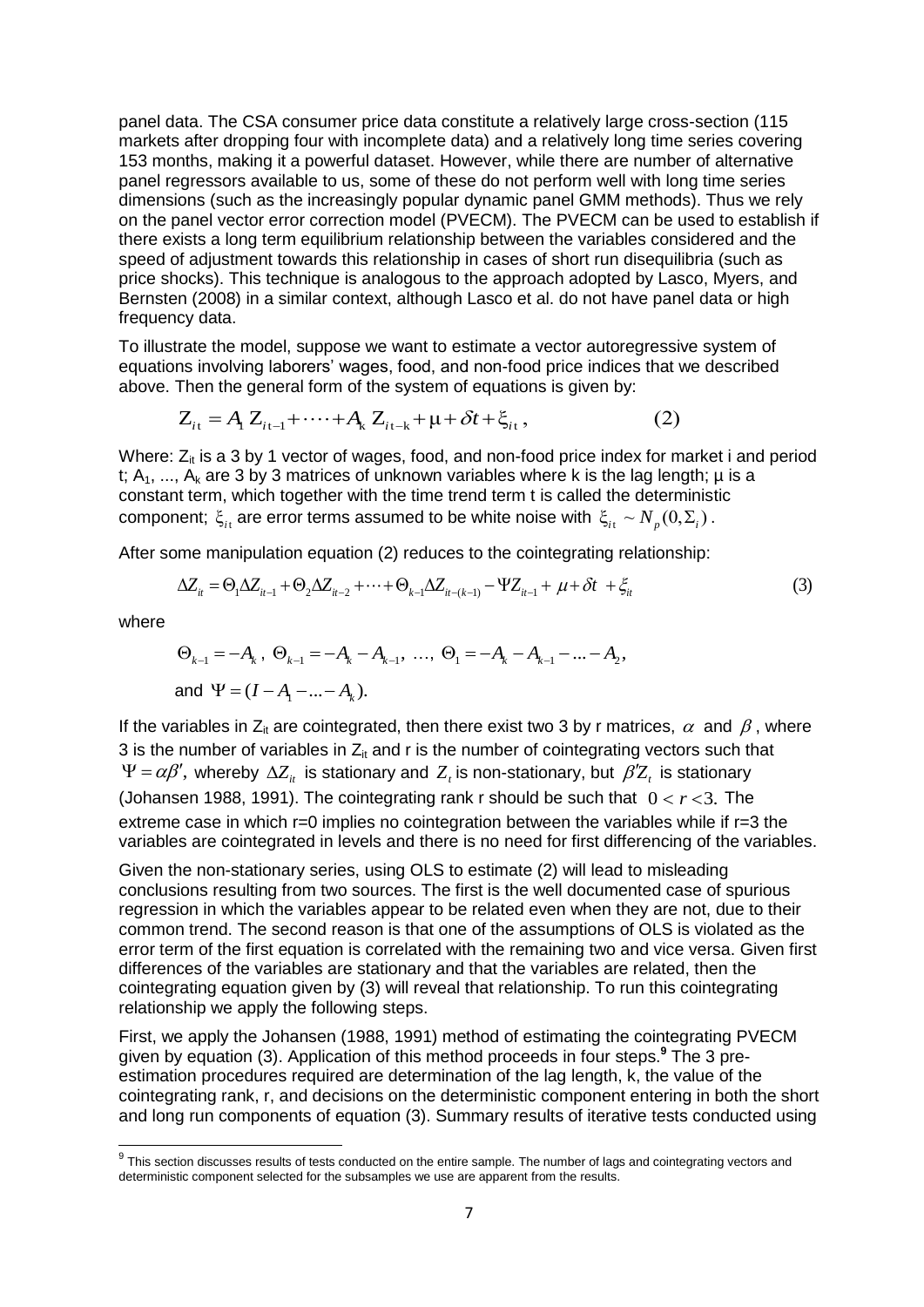panel data. The CSA consumer price data constitute a relatively large cross-section (115 markets after dropping four with incomplete data) and a relatively long time series covering 153 months, making it a powerful dataset. However, while there are number of alternative panel regressors available to us, some of these do not perform well with long time series dimensions (such as the increasingly popular dynamic panel GMM methods). Thus we rely on the panel vector error correction model (PVECM). The PVECM can be used to establish if there exists a long term equilibrium relationship between the variables considered and the speed of adjustment towards this relationship in cases of short run disequilibria (such as price shocks). This technique is analogous to the approach adopted by Lasco, Myers, and Bernsten (2008) in a similar context, although Lasco et al. do not have panel data or high frequency data.

To illustrate the model, suppose we want to estimate a vector autoregressive system of equations involving laborers' wages, food, and non-food price indices that we described above. Then the general form of the system of equations is given by:

$$Z_{it} = A_1 Z_{it-1} + \cdots + A_k Z_{it-k} + \mu + \delta t + \xi_{it}, \qquad (2)$$

Where: $Z_{it}$ is a 3 by 1 vector of wages, food, and non-food price index for market i and period t; $A_1, \ldots, A_k$ are 3 by 3 matrices of unknown variables where k is the lag length; μ is a constant term, which together with the time trend term t is called the deterministic component; $\xi_{it}$ are error terms assumed to be white noise with $\xi_{it} \sim N_p(0, \Sigma_i)$.

After some manipulation equation (2) reduces to the cointegrating relationship:

$$\Delta Z_{it} = \Theta_1 \Delta Z_{it-1} + \Theta_2 \Delta Z_{it-2} + \cdots + \Theta_{k-1} \Delta Z_{it-(k-1)} - \Psi Z_{it-1} + \mu + \delta t + \xi_{it} \qquad (3)$$

where

$$\Theta_{k-1} = -A_k,\ \Theta_{k-1} = -A_k - A_{k-1},\ \ldots,\ \Theta_1 = -A_k - A_{k-1} - \ldots - A_2,$$

$$\text{and } \Psi = (I - A_1 - \ldots - A_k).$$

If the variables in $Z_{it}$ are cointegrated, then there exist two 3 by r matrices, $\alpha$ and $\beta$, where 3 is the number of variables in $Z_{it}$ and r is the number of cointegrating vectors such that $\Psi = \alpha\beta'$, whereby $\Delta Z_{it}$ is stationary and $Z_t$ is non-stationary, but $\beta' Z_t$ is stationary (Johansen 1988, 1991). The cointegrating rank r should be such that $0 < r < 3$. The extreme case in which r=0 implies no cointegration between the variables while if r=3 the variables are cointegrated in levels and there is no need for first differencing of the variables.

Given the non-stationary series, using OLS to estimate (2) will lead to misleading conclusions resulting from two sources. The first is the well documented case of spurious regression in which the variables appear to be related even when they are not, due to their common trend. The second reason is that one of the assumptions of OLS is violated as the error term of the first equation is correlated with the remaining two and vice versa. Given first differences of the variables are stationary and that the variables are related, then the cointegrating equation given by (3) will reveal that relationship. To run this cointegrating relationship we apply the following steps.

First, we apply the Johansen (1988, 1991) method of estimating the cointegrating PVECM given by equation (3). Application of this method proceeds in four steps.[9] The 3 pre-estimation procedures required are determination of the lag length, k, the value of the cointegrating rank, r, and decisions on the deterministic component entering in both the short and long run components of equation (3). Summary results of iterative tests conducted using

[9] This section discusses results of tests conducted on the entire sample. The number of lags and cointegrating vectors and deterministic component selected for the subsamples we use are apparent from the results.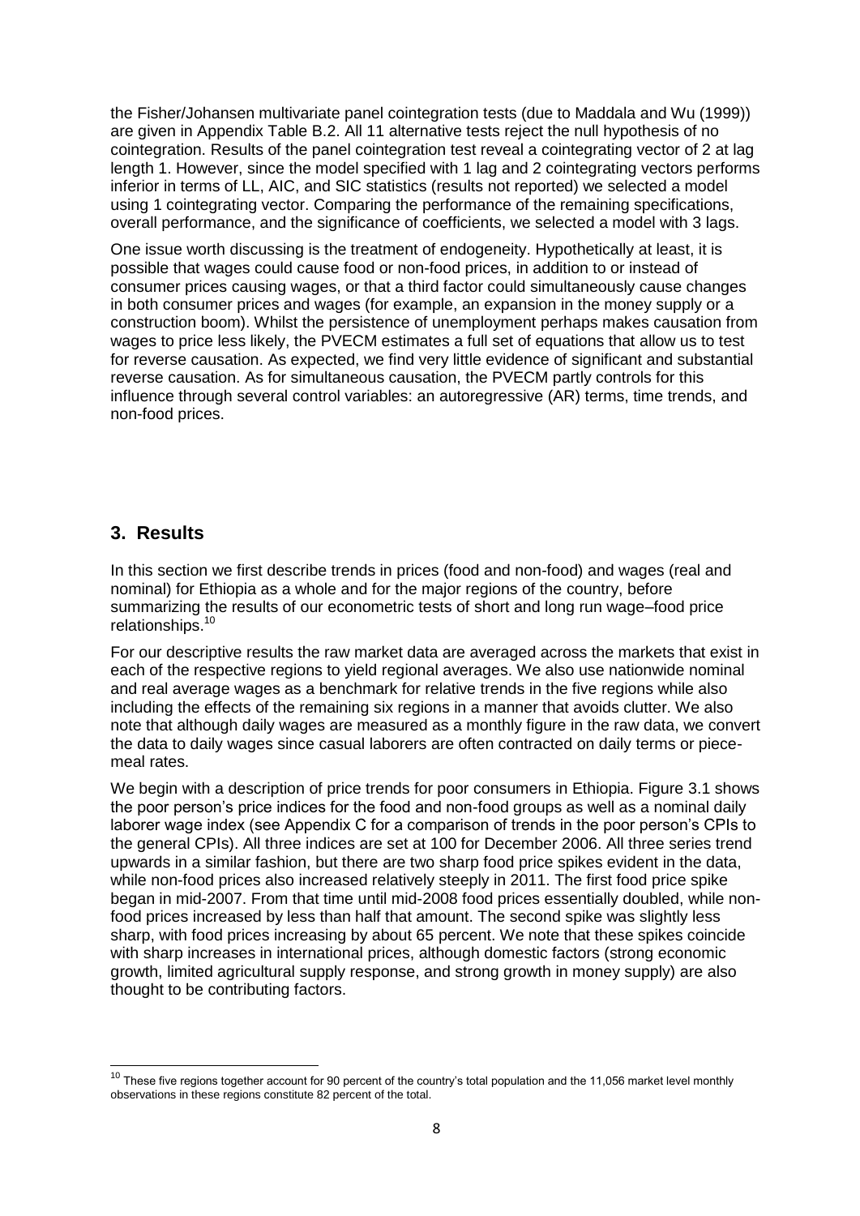the Fisher/Johansen multivariate panel cointegration tests (due to Maddala and Wu (1999)) are given in Appendix Table B.2. All 11 alternative tests reject the null hypothesis of no cointegration. Results of the panel cointegration test reveal a cointegrating vector of 2 at lag length 1. However, since the model specified with 1 lag and 2 cointegrating vectors performs inferior in terms of LL, AIC, and SIC statistics (results not reported) we selected a model using 1 cointegrating vector. Comparing the performance of the remaining specifications, overall performance, and the significance of coefficients, we selected a model with 3 lags.

One issue worth discussing is the treatment of endogeneity. Hypothetically at least, it is possible that wages could cause food or non-food prices, in addition to or instead of consumer prices causing wages, or that a third factor could simultaneously cause changes in both consumer prices and wages (for example, an expansion in the money supply or a construction boom). Whilst the persistence of unemployment perhaps makes causation from wages to price less likely, the PVECM estimates a full set of equations that allow us to test for reverse causation. As expected, we find very little evidence of significant and substantial reverse causation. As for simultaneous causation, the PVECM partly controls for this influence through several control variables: an autoregressive (AR) terms, time trends, and non-food prices.

## 3. Results

In this section we first describe trends in prices (food and non-food) and wages (real and nominal) for Ethiopia as a whole and for the major regions of the country, before summarizing the results of our econometric tests of short and long run wage–food price relationships.[10]

For our descriptive results the raw market data are averaged across the markets that exist in each of the respective regions to yield regional averages. We also use nationwide nominal and real average wages as a benchmark for relative trends in the five regions while also including the effects of the remaining six regions in a manner that avoids clutter. We also note that although daily wages are measured as a monthly figure in the raw data, we convert the data to daily wages since casual laborers are often contracted on daily terms or piece-meal rates.

We begin with a description of price trends for poor consumers in Ethiopia. Figure 3.1 shows the poor person's price indices for the food and non-food groups as well as a nominal daily laborer wage index (see Appendix C for a comparison of trends in the poor person's CPIs to the general CPIs). All three indices are set at 100 for December 2006. All three series trend upwards in a similar fashion, but there are two sharp food price spikes evident in the data, while non-food prices also increased relatively steeply in 2011. The first food price spike began in mid-2007. From that time until mid-2008 food prices essentially doubled, while non-food prices increased by less than half that amount. The second spike was slightly less sharp, with food prices increasing by about 65 percent. We note that these spikes coincide with sharp increases in international prices, although domestic factors (strong economic growth, limited agricultural supply response, and strong growth in money supply) are also thought to be contributing factors.

[10] These five regions together account for 90 percent of the country's total population and the 11,056 market level monthly observations in these regions constitute 82 percent of the total.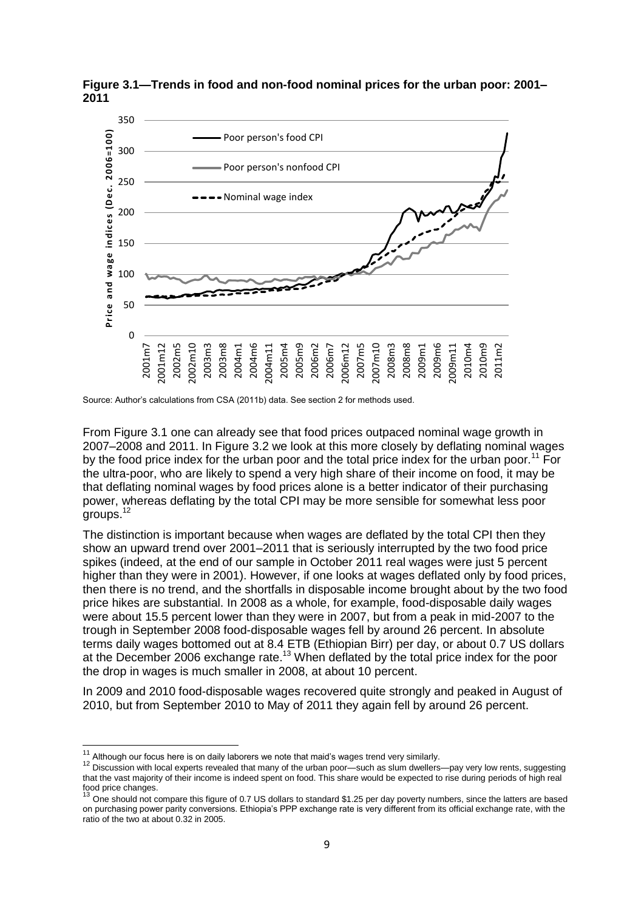**Figure 3.1—Trends in food and non-food nominal prices for the urban poor: 2001–2011**

Source: Author's calculations from CSA (2011b) data. See section 2 for methods used.

From Figure 3.1 one can already see that food prices outpaced nominal wage growth in 2007–2008 and 2011. In Figure 3.2 we look at this more closely by deflating nominal wages by the food price index for the urban poor and the total price index for the urban poor.[11] For the ultra-poor, who are likely to spend a very high share of their income on food, it may be that deflating nominal wages by food prices alone is a better indicator of their purchasing power, whereas deflating by the total CPI may be more sensible for somewhat less poor groups.[12]

The distinction is important because when wages are deflated by the total CPI then they show an upward trend over 2001–2011 that is seriously interrupted by the two food price spikes (indeed, at the end of our sample in October 2011 real wages were just 5 percent higher than they were in 2001). However, if one looks at wages deflated only by food prices, then there is no trend, and the shortfalls in disposable income brought about by the two food price hikes are substantial. In 2008 as a whole, for example, food-disposable daily wages were about 15.5 percent lower than they were in 2007, but from a peak in mid-2007 to the trough in September 2008 food-disposable wages fell by around 26 percent. In absolute terms daily wages bottomed out at 8.4 ETB (Ethiopian Birr) per day, or about 0.7 US dollars at the December 2006 exchange rate.[13] When deflated by the total price index for the poor the drop in wages is much smaller in 2008, at about 10 percent.

In 2009 and 2010 food-disposable wages recovered quite strongly and peaked in August of 2010, but from September 2010 to May of 2011 they again fell by around 26 percent.

[11] Although our focus here is on daily laborers we note that maid's wages trend very similarly.

[12] Discussion with local experts revealed that many of the urban poor—such as slum dwellers—pay very low rents, suggesting that the vast majority of their income is indeed spent on food. This share would be expected to rise during periods of high real food price changes.

[13] One should not compare this figure of 0.7 US dollars to standard $1.25 per day poverty numbers, since the latters are based on purchasing power parity conversions. Ethiopia's PPP exchange rate is very different from its official exchange rate, with the ratio of the two at about 0.32 in 2005.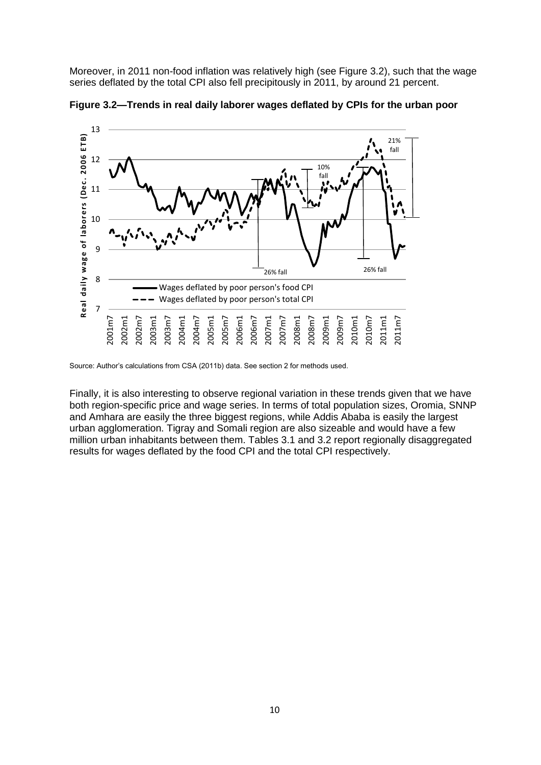Moreover, in 2011 non-food inflation was relatively high (see Figure 3.2), such that the wage series deflated by the total CPI also fell precipitously in 2011, by around 21 percent.

**Figure 3.2—Trends in real daily laborer wages deflated by CPIs for the urban poor**

Source: Author's calculations from CSA (2011b) data. See section 2 for methods used.

Finally, it is also interesting to observe regional variation in these trends given that we have both region-specific price and wage series. In terms of total population sizes, Oromia, SNNP and Amhara are easily the three biggest regions, while Addis Ababa is easily the largest urban agglomeration. Tigray and Somali region are also sizeable and would have a few million urban inhabitants between them. Tables 3.1 and 3.2 report regionally disaggregated results for wages deflated by the food CPI and the total CPI respectively.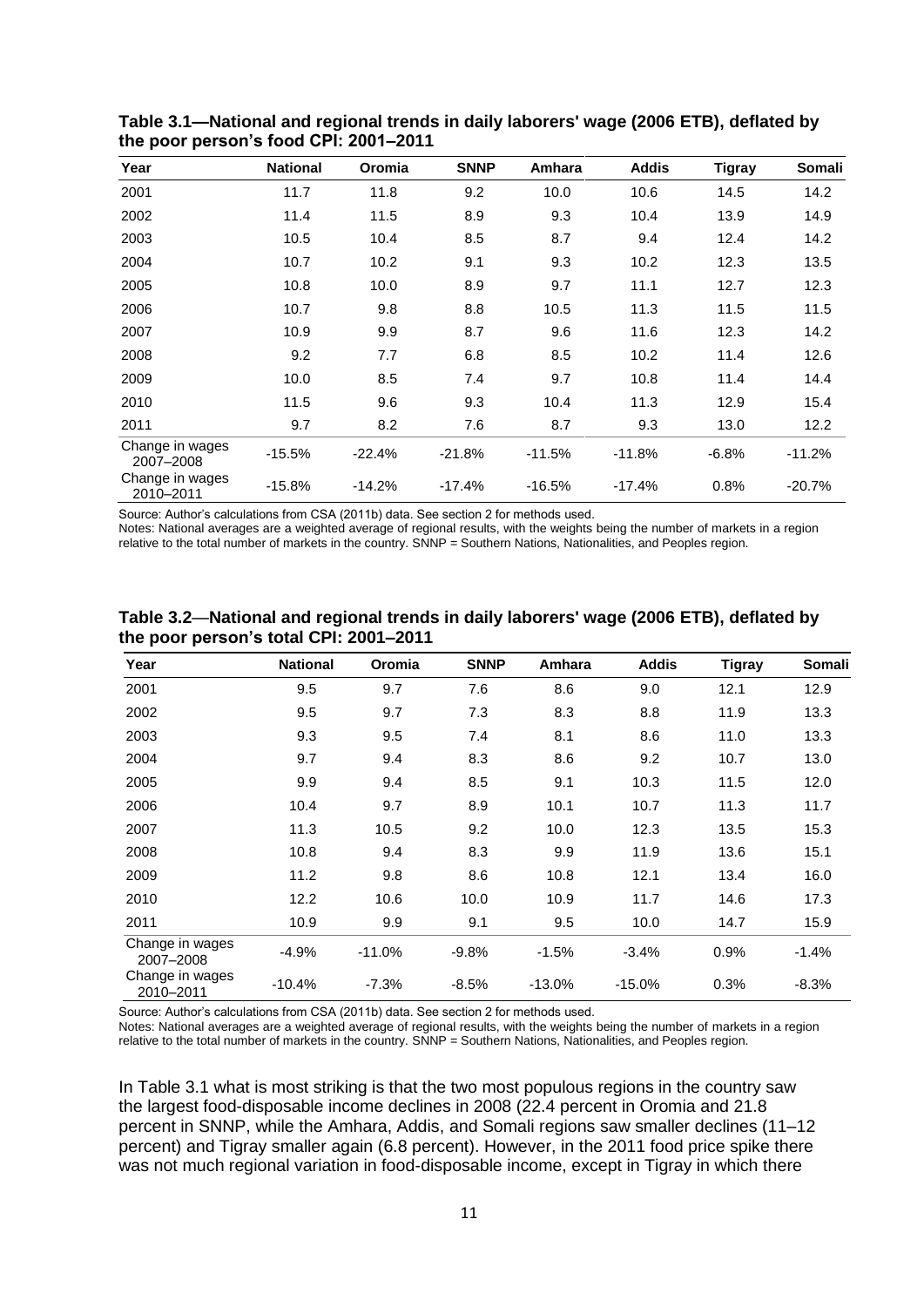**Table 3.1—National and regional trends in daily laborers' wage (2006 ETB), deflated by the poor person's food CPI: 2001–2011**

| Year | National | Oromia | SNNP | Amhara | Addis | Tigray | Somali |
|---|---|---|---|---|---|---|---|
| 2001 | 11.7 | 11.8 | 9.2 | 10.0 | 10.6 | 14.5 | 14.2 |
| 2002 | 11.4 | 11.5 | 8.9 | 9.3 | 10.4 | 13.9 | 14.9 |
| 2003 | 10.5 | 10.4 | 8.5 | 8.7 | 9.4 | 12.4 | 14.2 |
| 2004 | 10.7 | 10.2 | 9.1 | 9.3 | 10.2 | 12.3 | 13.5 |
| 2005 | 10.8 | 10.0 | 8.9 | 9.7 | 11.1 | 12.7 | 12.3 |
| 2006 | 10.7 | 9.8 | 8.8 | 10.5 | 11.3 | 11.5 | 11.5 |
| 2007 | 10.9 | 9.9 | 8.7 | 9.6 | 11.6 | 12.3 | 14.2 |
| 2008 | 9.2 | 7.7 | 6.8 | 8.5 | 10.2 | 11.4 | 12.6 |
| 2009 | 10.0 | 8.5 | 7.4 | 9.7 | 10.8 | 11.4 | 14.4 |
| 2010 | 11.5 | 9.6 | 9.3 | 10.4 | 11.3 | 12.9 | 15.4 |
| 2011 | 9.7 | 8.2 | 7.6 | 8.7 | 9.3 | 13.0 | 12.2 |
| Change in wages 2007–2008 | -15.5% | -22.4% | -21.8% | -11.5% | -11.8% | -6.8% | -11.2% |
| Change in wages 2010–2011 | -15.8% | -14.2% | -17.4% | -16.5% | -17.4% | 0.8% | -20.7% |

Source: Author's calculations from CSA (2011b) data. See section 2 for methods used.
Notes: National averages are a weighted average of regional results, with the weights being the number of markets in a region relative to the total number of markets in the country. SNNP = Southern Nations, Nationalities, and Peoples region.

**Table 3.2—National and regional trends in daily laborers' wage (2006 ETB), deflated by the poor person's total CPI: 2001–2011**

| Year | National | Oromia | SNNP | Amhara | Addis | Tigray | Somali |
|---|---|---|---|---|---|---|---|
| 2001 | 9.5 | 9.7 | 7.6 | 8.6 | 9.0 | 12.1 | 12.9 |
| 2002 | 9.5 | 9.7 | 7.3 | 8.3 | 8.8 | 11.9 | 13.3 |
| 2003 | 9.3 | 9.5 | 7.4 | 8.1 | 8.6 | 11.0 | 13.3 |
| 2004 | 9.7 | 9.4 | 8.3 | 8.6 | 9.2 | 10.7 | 13.0 |
| 2005 | 9.9 | 9.4 | 8.5 | 9.1 | 10.3 | 11.5 | 12.0 |
| 2006 | 10.4 | 9.7 | 8.9 | 10.1 | 10.7 | 11.3 | 11.7 |
| 2007 | 11.3 | 10.5 | 9.2 | 10.0 | 12.3 | 13.5 | 15.3 |
| 2008 | 10.8 | 9.4 | 8.3 | 9.9 | 11.9 | 13.6 | 15.1 |
| 2009 | 11.2 | 9.8 | 8.6 | 10.8 | 12.1 | 13.4 | 16.0 |
| 2010 | 12.2 | 10.6 | 10.0 | 10.9 | 11.7 | 14.6 | 17.3 |
| 2011 | 10.9 | 9.9 | 9.1 | 9.5 | 10.0 | 14.7 | 15.9 |
| Change in wages 2007–2008 | -4.9% | -11.0% | -9.8% | -1.5% | -3.4% | 0.9% | -1.4% |
| Change in wages 2010–2011 | -10.4% | -7.3% | -8.5% | -13.0% | -15.0% | 0.3% | -8.3% |

Source: Author's calculations from CSA (2011b) data. See section 2 for methods used.
Notes: National averages are a weighted average of regional results, with the weights being the number of markets in a region relative to the total number of markets in the country. SNNP = Southern Nations, Nationalities, and Peoples region.

In Table 3.1 what is most striking is that the two most populous regions in the country saw the largest food-disposable income declines in 2008 (22.4 percent in Oromia and 21.8 percent in SNNP, while the Amhara, Addis, and Somali regions saw smaller declines (11–12 percent) and Tigray smaller again (6.8 percent). However, in the 2011 food price spike there was not much regional variation in food-disposable income, except in Tigray in which there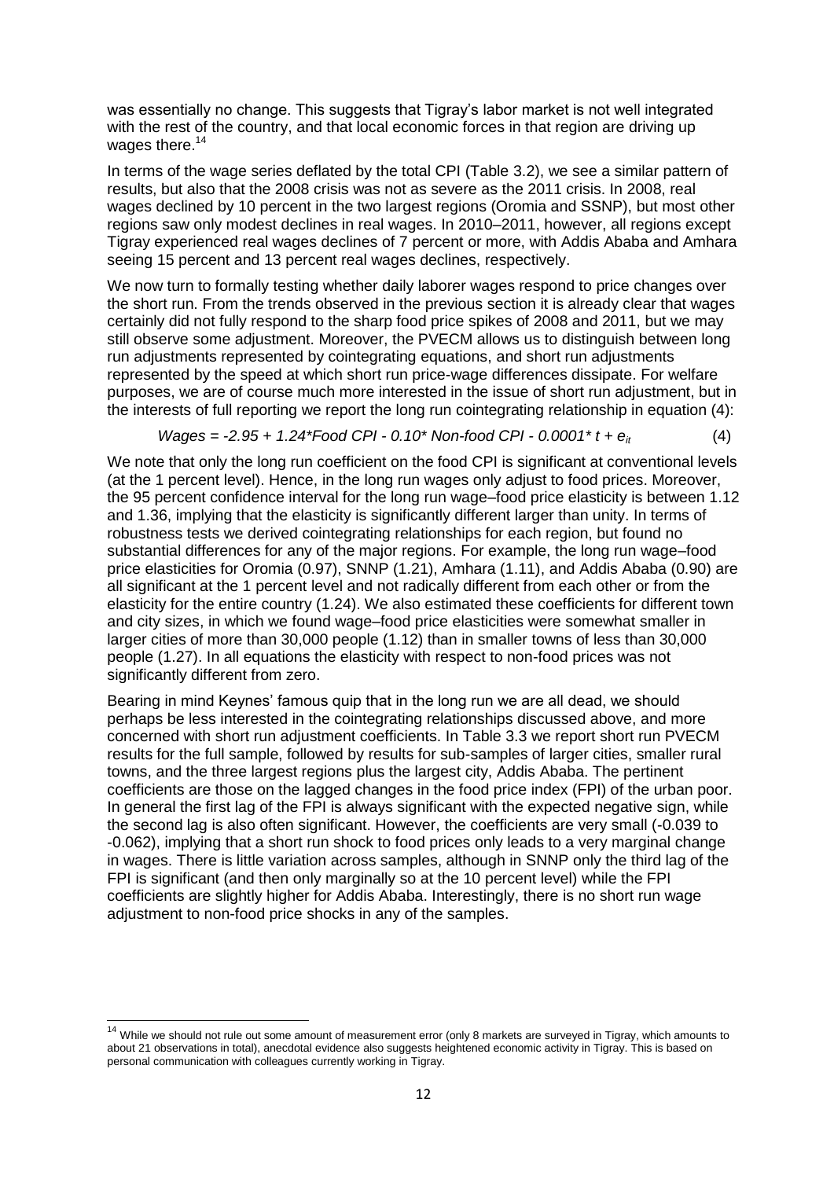was essentially no change. This suggests that Tigray's labor market is not well integrated with the rest of the country, and that local economic forces in that region are driving up wages there.[14]

In terms of the wage series deflated by the total CPI (Table 3.2), we see a similar pattern of results, but also that the 2008 crisis was not as severe as the 2011 crisis. In 2008, real wages declined by 10 percent in the two largest regions (Oromia and SSNP), but most other regions saw only modest declines in real wages. In 2010–2011, however, all regions except Tigray experienced real wages declines of 7 percent or more, with Addis Ababa and Amhara seeing 15 percent and 13 percent real wages declines, respectively.

We now turn to formally testing whether daily laborer wages respond to price changes over the short run. From the trends observed in the previous section it is already clear that wages certainly did not fully respond to the sharp food price spikes of 2008 and 2011, but we may still observe some adjustment. Moreover, the PVECM allows us to distinguish between long run adjustments represented by cointegrating equations, and short run adjustments represented by the speed at which short run price-wage differences dissipate. For welfare purposes, we are of course much more interested in the issue of short run adjustment, but in the interests of full reporting we report the long run cointegrating relationship in equation (4):

$$Wages = -2.95 + 1.24*Food\ CPI - 0.10*Non\text{-}food\ CPI - 0.0001*t + e_{it} \quad (4)$$

We note that only the long run coefficient on the food CPI is significant at conventional levels (at the 1 percent level). Hence, in the long run wages only adjust to food prices. Moreover, the 95 percent confidence interval for the long run wage–food price elasticity is between 1.12 and 1.36, implying that the elasticity is significantly different larger than unity. In terms of robustness tests we derived cointegrating relationships for each region, but found no substantial differences for any of the major regions. For example, the long run wage–food price elasticities for Oromia (0.97), SNNP (1.21), Amhara (1.11), and Addis Ababa (0.90) are all significant at the 1 percent level and not radically different from each other or from the elasticity for the entire country (1.24). We also estimated these coefficients for different town and city sizes, in which we found wage–food price elasticities were somewhat smaller in larger cities of more than 30,000 people (1.12) than in smaller towns of less than 30,000 people (1.27). In all equations the elasticity with respect to non-food prices was not significantly different from zero.

Bearing in mind Keynes' famous quip that in the long run we are all dead, we should perhaps be less interested in the cointegrating relationships discussed above, and more concerned with short run adjustment coefficients. In Table 3.3 we report short run PVECM results for the full sample, followed by results for sub-samples of larger cities, smaller rural towns, and the three largest regions plus the largest city, Addis Ababa. The pertinent coefficients are those on the lagged changes in the food price index (FPI) of the urban poor. In general the first lag of the FPI is always significant with the expected negative sign, while the second lag is also often significant. However, the coefficients are very small (-0.039 to -0.062), implying that a short run shock to food prices only leads to a very marginal change in wages. There is little variation across samples, although in SNNP only the third lag of the FPI is significant (and then only marginally so at the 10 percent level) while the FPI coefficients are slightly higher for Addis Ababa. Interestingly, there is no short run wage adjustment to non-food price shocks in any of the samples.

[14] While we should not rule out some amount of measurement error (only 8 markets are surveyed in Tigray, which amounts to about 21 observations in total), anecdotal evidence also suggests heightened economic activity in Tigray. This is based on personal communication with colleagues currently working in Tigray.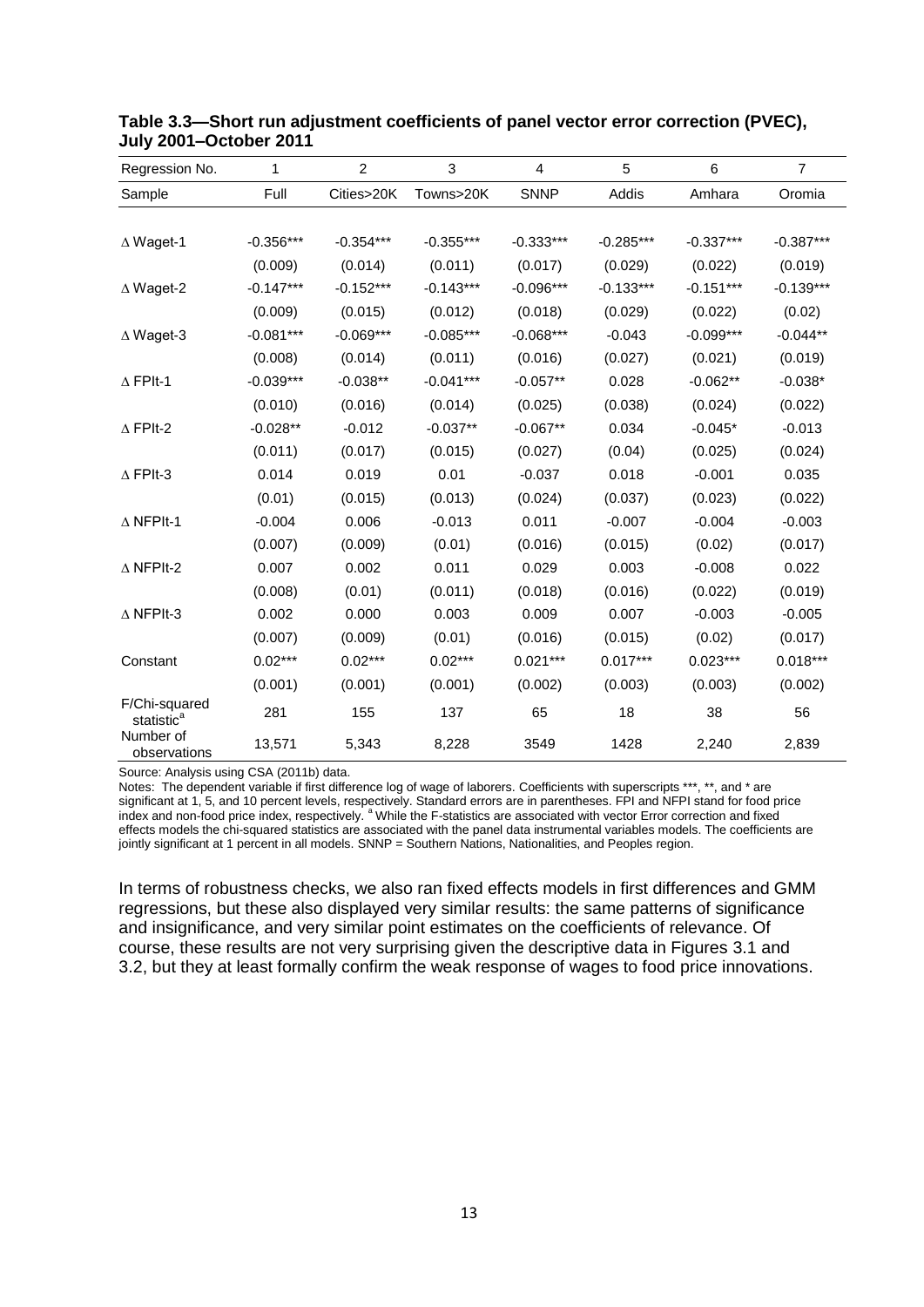**Table 3.3—Short run adjustment coefficients of panel vector error correction (PVEC), July 2001–October 2011**

| Regression No. | 1 | 2 | 3 | 4 | 5 | 6 | 7 |
|---|---|---|---|---|---|---|---|
| Sample | Full | Cities>20K | Towns>20K | SNNP | Addis | Amhara | Oromia |
| ∆ Waget-1 | -0.356*** | -0.354*** | -0.355*** | -0.333*** | -0.285*** | -0.337*** | -0.387*** |
| | (0.009) | (0.014) | (0.011) | (0.017) | (0.029) | (0.022) | (0.019) |
| ∆ Waget-2 | -0.147*** | -0.152*** | -0.143*** | -0.096*** | -0.133*** | -0.151*** | -0.139*** |
| | (0.009) | (0.015) | (0.012) | (0.018) | (0.029) | (0.022) | (0.02) |
| ∆ Waget-3 | -0.081*** | -0.069*** | -0.085*** | -0.068*** | -0.043 | -0.099*** | -0.044** |
| | (0.008) | (0.014) | (0.011) | (0.016) | (0.027) | (0.021) | (0.019) |
| ∆ FPIt-1 | -0.039*** | -0.038** | -0.041*** | -0.057** | 0.028 | -0.062** | -0.038* |
| | (0.010) | (0.016) | (0.014) | (0.025) | (0.038) | (0.024) | (0.022) |
| ∆ FPIt-2 | -0.028** | -0.012 | -0.037** | -0.067** | 0.034 | -0.045* | -0.013 |
| | (0.011) | (0.017) | (0.015) | (0.027) | (0.04) | (0.025) | (0.024) |
| ∆ FPIt-3 | 0.014 | 0.019 | 0.01 | -0.037 | 0.018 | -0.001 | 0.035 |
| | (0.01) | (0.015) | (0.013) | (0.024) | (0.037) | (0.023) | (0.022) |
| ∆ NFPIt-1 | -0.004 | 0.006 | -0.013 | 0.011 | -0.007 | -0.004 | -0.003 |
| | (0.007) | (0.009) | (0.01) | (0.016) | (0.015) | (0.02) | (0.017) |
| ∆ NFPIt-2 | 0.007 | 0.002 | 0.011 | 0.029 | 0.003 | -0.008 | 0.022 |
| | (0.008) | (0.01) | (0.011) | (0.018) | (0.016) | (0.022) | (0.019) |
| ∆ NFPIt-3 | 0.002 | 0.000 | 0.003 | 0.009 | 0.007 | -0.003 | -0.005 |
| | (0.007) | (0.009) | (0.01) | (0.016) | (0.015) | (0.02) | (0.017) |
| Constant | 0.02*** | 0.02*** | 0.02*** | 0.021*** | 0.017*** | 0.023*** | 0.018*** |
| | (0.001) | (0.001) | (0.001) | (0.002) | (0.003) | (0.003) | (0.002) |
| F/Chi-squared statistic[a] | 281 | 155 | 137 | 65 | 18 | 38 | 56 |
| Number of observations | 13,571 | 5,343 | 8,228 | 3549 | 1428 | 2,240 | 2,839 |

Source: Analysis using CSA (2011b) data.

Notes: The dependent variable if first difference log of wage of laborers. Coefficients with superscripts ***, **, and * are significant at 1, 5, and 10 percent levels, respectively. Standard errors are in parentheses. FPI and NFPI stand for food price index and non-food price index, respectively. [a] While the F-statistics are associated with vector Error correction and fixed effects models the chi-squared statistics are associated with the panel data instrumental variables models. The coefficients are jointly significant at 1 percent in all models. SNNP = Southern Nations, Nationalities, and Peoples region.

In terms of robustness checks, we also ran fixed effects models in first differences and GMM regressions, but these also displayed very similar results: the same patterns of significance and insignificance, and very similar point estimates on the coefficients of relevance. Of course, these results are not very surprising given the descriptive data in Figures 3.1 and 3.2, but they at least formally confirm the weak response of wages to food price innovations.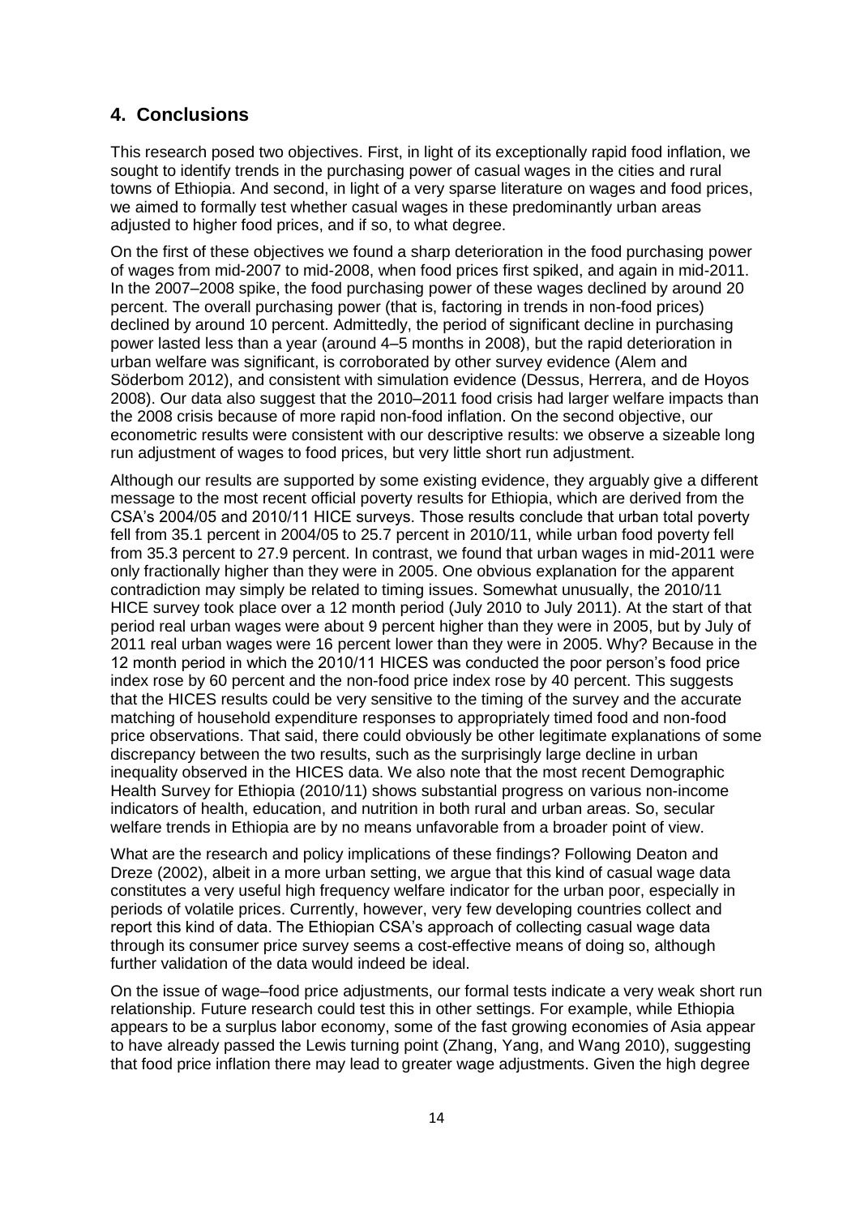## 4. Conclusions

This research posed two objectives. First, in light of its exceptionally rapid food inflation, we sought to identify trends in the purchasing power of casual wages in the cities and rural towns of Ethiopia. And second, in light of a very sparse literature on wages and food prices, we aimed to formally test whether casual wages in these predominantly urban areas adjusted to higher food prices, and if so, to what degree.

On the first of these objectives we found a sharp deterioration in the food purchasing power of wages from mid-2007 to mid-2008, when food prices first spiked, and again in mid-2011. In the 2007–2008 spike, the food purchasing power of these wages declined by around 20 percent. The overall purchasing power (that is, factoring in trends in non-food prices) declined by around 10 percent. Admittedly, the period of significant decline in purchasing power lasted less than a year (around 4–5 months in 2008), but the rapid deterioration in urban welfare was significant, is corroborated by other survey evidence (Alem and Söderbom 2012), and consistent with simulation evidence (Dessus, Herrera, and de Hoyos 2008). Our data also suggest that the 2010–2011 food crisis had larger welfare impacts than the 2008 crisis because of more rapid non-food inflation. On the second objective, our econometric results were consistent with our descriptive results: we observe a sizeable long run adjustment of wages to food prices, but very little short run adjustment.

Although our results are supported by some existing evidence, they arguably give a different message to the most recent official poverty results for Ethiopia, which are derived from the CSA's 2004/05 and 2010/11 HICE surveys. Those results conclude that urban total poverty fell from 35.1 percent in 2004/05 to 25.7 percent in 2010/11, while urban food poverty fell from 35.3 percent to 27.9 percent. In contrast, we found that urban wages in mid-2011 were only fractionally higher than they were in 2005. One obvious explanation for the apparent contradiction may simply be related to timing issues. Somewhat unusually, the 2010/11 HICE survey took place over a 12 month period (July 2010 to July 2011). At the start of that period real urban wages were about 9 percent higher than they were in 2005, but by July of 2011 real urban wages were 16 percent lower than they were in 2005. Why? Because in the 12 month period in which the 2010/11 HICES was conducted the poor person's food price index rose by 60 percent and the non-food price index rose by 40 percent. This suggests that the HICES results could be very sensitive to the timing of the survey and the accurate matching of household expenditure responses to appropriately timed food and non-food price observations. That said, there could obviously be other legitimate explanations of some discrepancy between the two results, such as the surprisingly large decline in urban inequality observed in the HICES data. We also note that the most recent Demographic Health Survey for Ethiopia (2010/11) shows substantial progress on various non-income indicators of health, education, and nutrition in both rural and urban areas. So, secular welfare trends in Ethiopia are by no means unfavorable from a broader point of view.

What are the research and policy implications of these findings? Following Deaton and Dreze (2002), albeit in a more urban setting, we argue that this kind of casual wage data constitutes a very useful high frequency welfare indicator for the urban poor, especially in periods of volatile prices. Currently, however, very few developing countries collect and report this kind of data. The Ethiopian CSA's approach of collecting casual wage data through its consumer price survey seems a cost-effective means of doing so, although further validation of the data would indeed be ideal.

On the issue of wage–food price adjustments, our formal tests indicate a very weak short run relationship. Future research could test this in other settings. For example, while Ethiopia appears to be a surplus labor economy, some of the fast growing economies of Asia appear to have already passed the Lewis turning point (Zhang, Yang, and Wang 2010), suggesting that food price inflation there may lead to greater wage adjustments. Given the high degree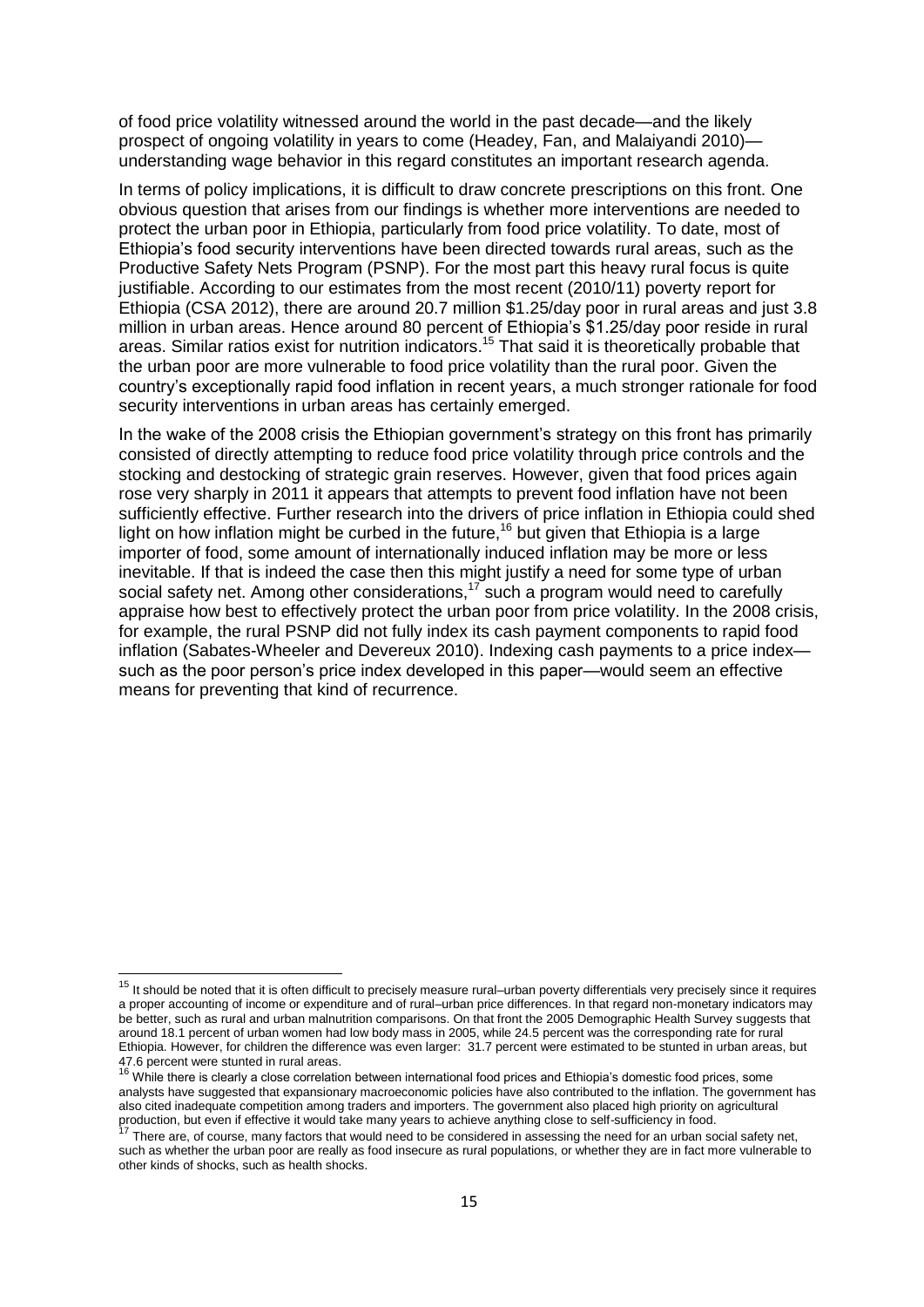of food price volatility witnessed around the world in the past decade—and the likely prospect of ongoing volatility in years to come (Headey, Fan, and Malaiyandi 2010)—understanding wage behavior in this regard constitutes an important research agenda.

In terms of policy implications, it is difficult to draw concrete prescriptions on this front. One obvious question that arises from our findings is whether more interventions are needed to protect the urban poor in Ethiopia, particularly from food price volatility. To date, most of Ethiopia's food security interventions have been directed towards rural areas, such as the Productive Safety Nets Program (PSNP). For the most part this heavy rural focus is quite justifiable. According to our estimates from the most recent (2010/11) poverty report for Ethiopia (CSA 2012), there are around 20.7 million $1.25/day poor in rural areas and just 3.8 million in urban areas. Hence around 80 percent of Ethiopia's $1.25/day poor reside in rural areas. Similar ratios exist for nutrition indicators.[15] That said it is theoretically probable that the urban poor are more vulnerable to food price volatility than the rural poor. Given the country's exceptionally rapid food inflation in recent years, a much stronger rationale for food security interventions in urban areas has certainly emerged.

In the wake of the 2008 crisis the Ethiopian government's strategy on this front has primarily consisted of directly attempting to reduce food price volatility through price controls and the stocking and destocking of strategic grain reserves. However, given that food prices again rose very sharply in 2011 it appears that attempts to prevent food inflation have not been sufficiently effective. Further research into the drivers of price inflation in Ethiopia could shed light on how inflation might be curbed in the future,[16] but given that Ethiopia is a large importer of food, some amount of internationally induced inflation may be more or less inevitable. If that is indeed the case then this might justify a need for some type of urban social safety net. Among other considerations,[17] such a program would need to carefully appraise how best to effectively protect the urban poor from price volatility. In the 2008 crisis, for example, the rural PSNP did not fully index its cash payment components to rapid food inflation (Sabates-Wheeler and Devereux 2010). Indexing cash payments to a price index—such as the poor person's price index developed in this paper—would seem an effective means for preventing that kind of recurrence.

---

[15] It should be noted that it is often difficult to precisely measure rural–urban poverty differentials very precisely since it requires a proper accounting of income or expenditure and of rural–urban price differences. In that regard non-monetary indicators may be better, such as rural and urban malnutrition comparisons. On that front the 2005 Demographic Health Survey suggests that around 18.1 percent of urban women had low body mass in 2005, while 24.5 percent was the corresponding rate for rural Ethiopia. However, for children the difference was even larger: 31.7 percent were estimated to be stunted in urban areas, but 47.6 percent were stunted in rural areas.

[16] While there is clearly a close correlation between international food prices and Ethiopia's domestic food prices, some analysts have suggested that expansionary macroeconomic policies have also contributed to the inflation. The government has also cited inadequate competition among traders and importers. The government also placed high priority on agricultural production, but even if effective it would take many years to achieve anything close to self-sufficiency in food.

[17] There are, of course, many factors that would need to be considered in assessing the need for an urban social safety net, such as whether the urban poor are really as food insecure as rural populations, or whether they are in fact more vulnerable to other kinds of shocks, such as health shocks.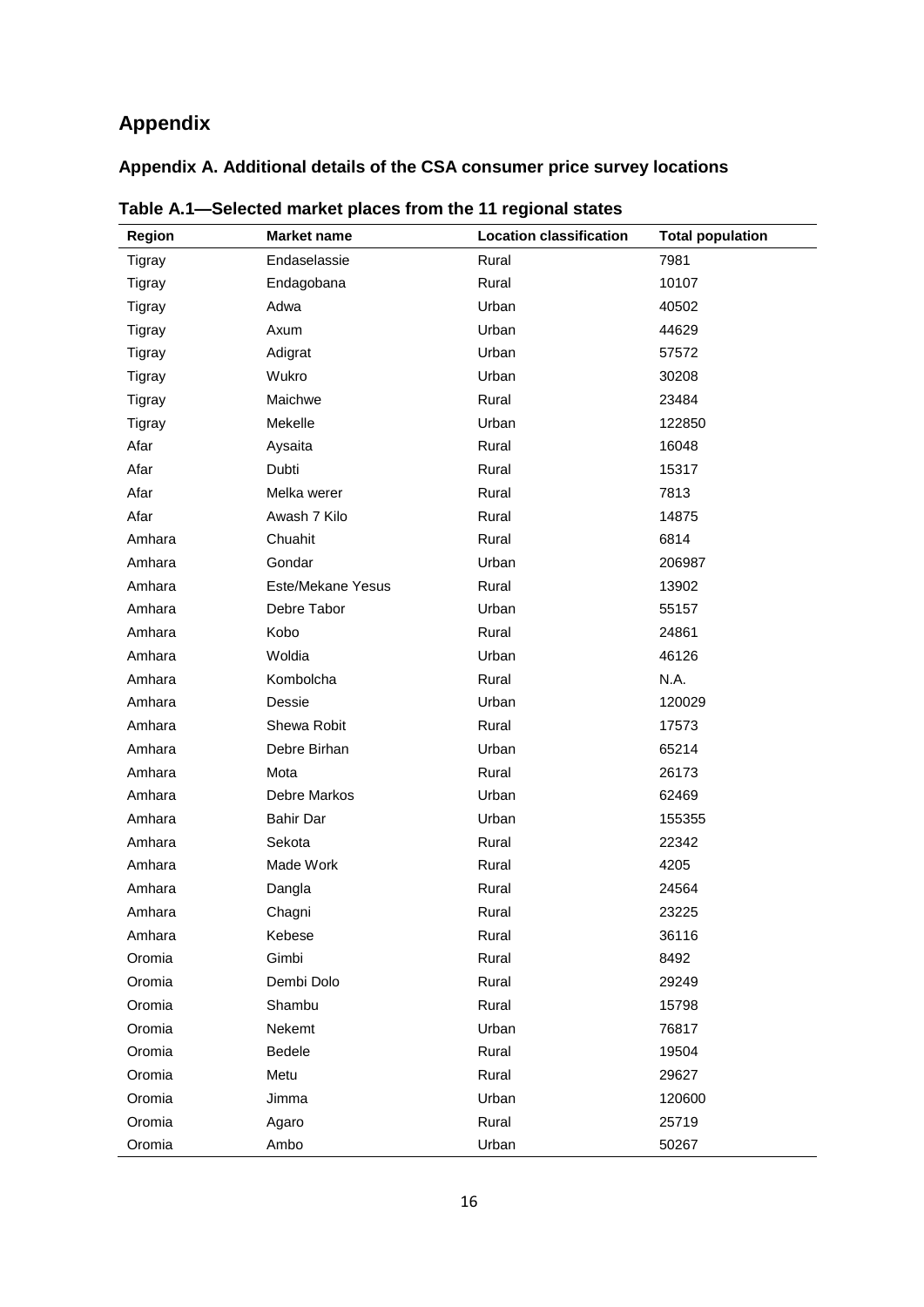# Appendix

## Appendix A. Additional details of the CSA consumer price survey locations

**Table A.1—Selected market places from the 11 regional states**

| Region | Market name | Location classification | Total population |
|---|---|---|---|
| Tigray | Endaselassie | Rural | 7981 |
| Tigray | Endagobana | Rural | 10107 |
| Tigray | Adwa | Urban | 40502 |
| Tigray | Axum | Urban | 44629 |
| Tigray | Adigrat | Urban | 57572 |
| Tigray | Wukro | Urban | 30208 |
| Tigray | Maichwe | Rural | 23484 |
| Tigray | Mekelle | Urban | 122850 |
| Afar | Aysaita | Rural | 16048 |
| Afar | Dubti | Rural | 15317 |
| Afar | Melka werer | Rural | 7813 |
| Afar | Awash 7 Kilo | Rural | 14875 |
| Amhara | Chuahit | Rural | 6814 |
| Amhara | Gondar | Urban | 206987 |
| Amhara | Este/Mekane Yesus | Rural | 13902 |
| Amhara | Debre Tabor | Urban | 55157 |
| Amhara | Kobo | Rural | 24861 |
| Amhara | Woldia | Urban | 46126 |
| Amhara | Kombolcha | Rural | N.A. |
| Amhara | Dessie | Urban | 120029 |
| Amhara | Shewa Robit | Rural | 17573 |
| Amhara | Debre Birhan | Urban | 65214 |
| Amhara | Mota | Rural | 26173 |
| Amhara | Debre Markos | Urban | 62469 |
| Amhara | Bahir Dar | Urban | 155355 |
| Amhara | Sekota | Rural | 22342 |
| Amhara | Made Work | Rural | 4205 |
| Amhara | Dangla | Rural | 24564 |
| Amhara | Chagni | Rural | 23225 |
| Amhara | Kebese | Rural | 36116 |
| Oromia | Gimbi | Rural | 8492 |
| Oromia | Dembi Dolo | Rural | 29249 |
| Oromia | Shambu | Rural | 15798 |
| Oromia | Nekemt | Urban | 76817 |
| Oromia | Bedele | Rural | 19504 |
| Oromia | Metu | Rural | 29627 |
| Oromia | Jimma | Urban | 120600 |
| Oromia | Agaro | Rural | 25719 |
| Oromia | Ambo | Urban | 50267 |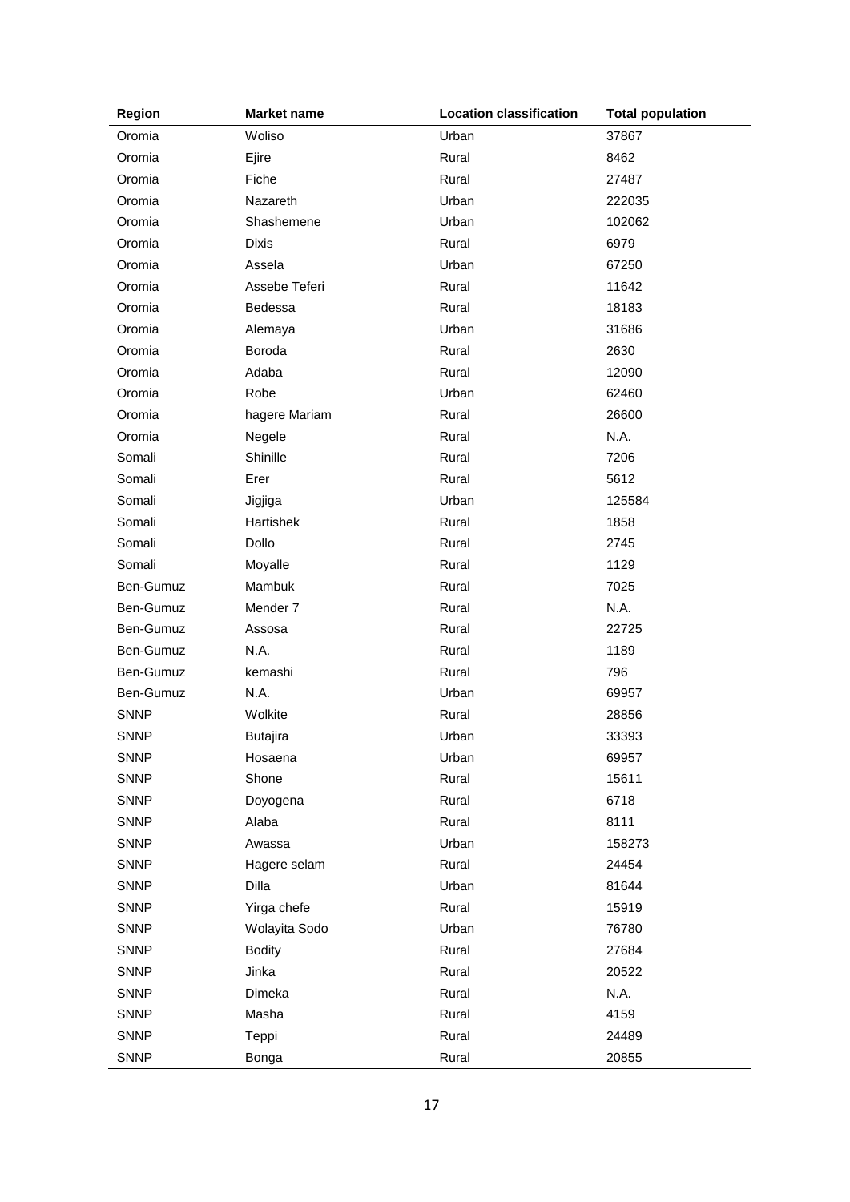| Region | Market name | Location classification | Total population |
|---|---|---|---|
| Oromia | Woliso | Urban | 37867 |
| Oromia | Ejire | Rural | 8462 |
| Oromia | Fiche | Rural | 27487 |
| Oromia | Nazareth | Urban | 222035 |
| Oromia | Shashemene | Urban | 102062 |
| Oromia | Dixis | Rural | 6979 |
| Oromia | Assela | Urban | 67250 |
| Oromia | Assebe Teferi | Rural | 11642 |
| Oromia | Bedessa | Rural | 18183 |
| Oromia | Alemaya | Urban | 31686 |
| Oromia | Boroda | Rural | 2630 |
| Oromia | Adaba | Rural | 12090 |
| Oromia | Robe | Urban | 62460 |
| Oromia | hagere Mariam | Rural | 26600 |
| Oromia | Negele | Rural | N.A. |
| Somali | Shinille | Rural | 7206 |
| Somali | Erer | Rural | 5612 |
| Somali | Jigjiga | Urban | 125584 |
| Somali | Hartishek | Rural | 1858 |
| Somali | Dollo | Rural | 2745 |
| Somali | Moyalle | Rural | 1129 |
| Ben-Gumuz | Mambuk | Rural | 7025 |
| Ben-Gumuz | Mender 7 | Rural | N.A. |
| Ben-Gumuz | Assosa | Rural | 22725 |
| Ben-Gumuz | N.A. | Rural | 1189 |
| Ben-Gumuz | kemashi | Rural | 796 |
| Ben-Gumuz | N.A. | Urban | 69957 |
| SNNP | Wolkite | Rural | 28856 |
| SNNP | Butajira | Urban | 33393 |
| SNNP | Hosaena | Urban | 69957 |
| SNNP | Shone | Rural | 15611 |
| SNNP | Doyogena | Rural | 6718 |
| SNNP | Alaba | Rural | 8111 |
| SNNP | Awassa | Urban | 158273 |
| SNNP | Hagere selam | Rural | 24454 |
| SNNP | Dilla | Urban | 81644 |
| SNNP | Yirga chefe | Rural | 15919 |
| SNNP | Wolayita Sodo | Urban | 76780 |
| SNNP | Bodity | Rural | 27684 |
| SNNP | Jinka | Rural | 20522 |
| SNNP | Dimeka | Rural | N.A. |
| SNNP | Masha | Rural | 4159 |
| SNNP | Teppi | Rural | 24489 |
| SNNP | Bonga | Rural | 20855 |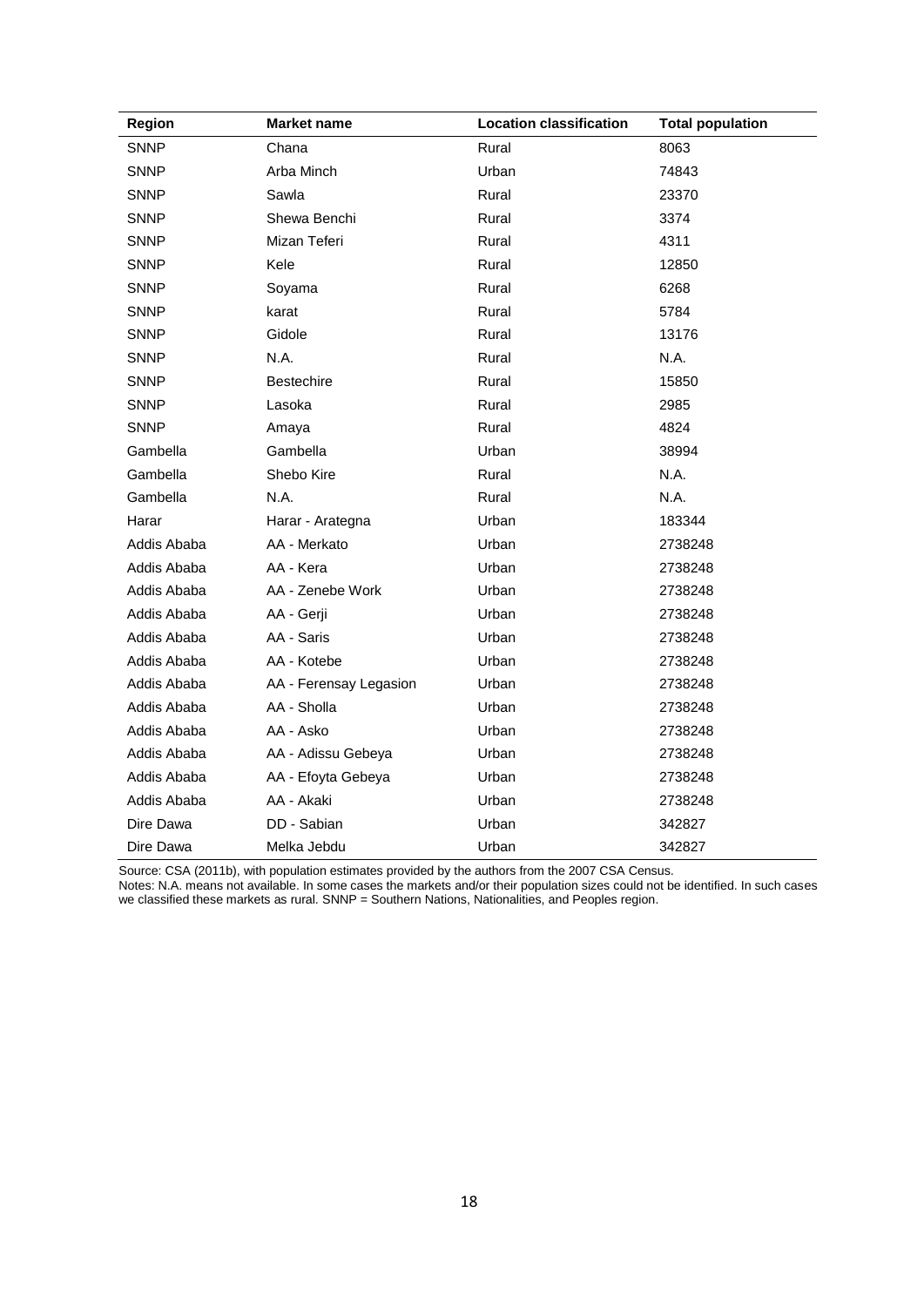| Region | Market name | Location classification | Total population |
|---|---|---|---|
| SNNP | Chana | Rural | 8063 |
| SNNP | Arba Minch | Urban | 74843 |
| SNNP | Sawla | Rural | 23370 |
| SNNP | Shewa Benchi | Rural | 3374 |
| SNNP | Mizan Teferi | Rural | 4311 |
| SNNP | Kele | Rural | 12850 |
| SNNP | Soyama | Rural | 6268 |
| SNNP | karat | Rural | 5784 |
| SNNP | Gidole | Rural | 13176 |
| SNNP | N.A. | Rural | N.A. |
| SNNP | Bestechire | Rural | 15850 |
| SNNP | Lasoka | Rural | 2985 |
| SNNP | Amaya | Rural | 4824 |
| Gambella | Gambella | Urban | 38994 |
| Gambella | Shebo Kire | Rural | N.A. |
| Gambella | N.A. | Rural | N.A. |
| Harar | Harar - Arategna | Urban | 183344 |
| Addis Ababa | AA - Merkato | Urban | 2738248 |
| Addis Ababa | AA - Kera | Urban | 2738248 |
| Addis Ababa | AA - Zenebe Work | Urban | 2738248 |
| Addis Ababa | AA - Gerji | Urban | 2738248 |
| Addis Ababa | AA - Saris | Urban | 2738248 |
| Addis Ababa | AA - Kotebe | Urban | 2738248 |
| Addis Ababa | AA - Ferensay Legasion | Urban | 2738248 |
| Addis Ababa | AA - Sholla | Urban | 2738248 |
| Addis Ababa | AA - Asko | Urban | 2738248 |
| Addis Ababa | AA - Adissu Gebeya | Urban | 2738248 |
| Addis Ababa | AA - Efoyta Gebeya | Urban | 2738248 |
| Addis Ababa | AA - Akaki | Urban | 2738248 |
| Dire Dawa | DD - Sabian | Urban | 342827 |
| Dire Dawa | Melka Jebdu | Urban | 342827 |

Source: CSA (2011b), with population estimates provided by the authors from the 2007 CSA Census.
Notes: N.A. means not available. In some cases the markets and/or their population sizes could not be identified. In such cases we classified these markets as rural. SNNP = Southern Nations, Nationalities, and Peoples region.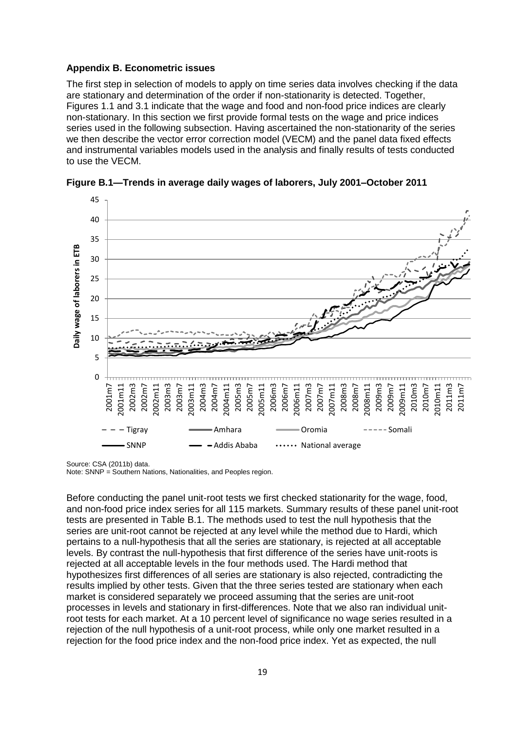### Appendix B. Econometric issues

The first step in selection of models to apply on time series data involves checking if the data are stationary and determination of the order if non-stationarity is detected. Together, Figures 1.1 and 3.1 indicate that the wage and food and non-food price indices are clearly non-stationary. In this section we first provide formal tests on the wage and price indices series used in the following subsection. Having ascertained the non-stationarity of the series we then describe the vector error correction model (VECM) and the panel data fixed effects and instrumental variables models used in the analysis and finally results of tests conducted to use the VECM.

**Figure B.1—Trends in average daily wages of laborers, July 2001–October 2011**

Source: CSA (2011b) data.
Note: SNNP = Southern Nations, Nationalities, and Peoples region.

Before conducting the panel unit-root tests we first checked stationarity for the wage, food, and non-food price index series for all 115 markets. Summary results of these panel unit-root tests are presented in Table B.1. The methods used to test the null hypothesis that the series are unit-root cannot be rejected at any level while the method due to Hardi, which pertains to a null-hypothesis that all the series are stationary, is rejected at all acceptable levels. By contrast the null-hypothesis that first difference of the series have unit-roots is rejected at all acceptable levels in the four methods used. The Hardi method that hypothesizes first differences of all series are stationary is also rejected, contradicting the results implied by other tests. Given that the three series tested are stationary when each market is considered separately we proceed assuming that the series are unit-root processes in levels and stationary in first-differences. Note that we also ran individual unit-root tests for each market. At a 10 percent level of significance no wage series resulted in a rejection of the null hypothesis of a unit-root process, while only one market resulted in a rejection for the food price index and the non-food price index. Yet as expected, the null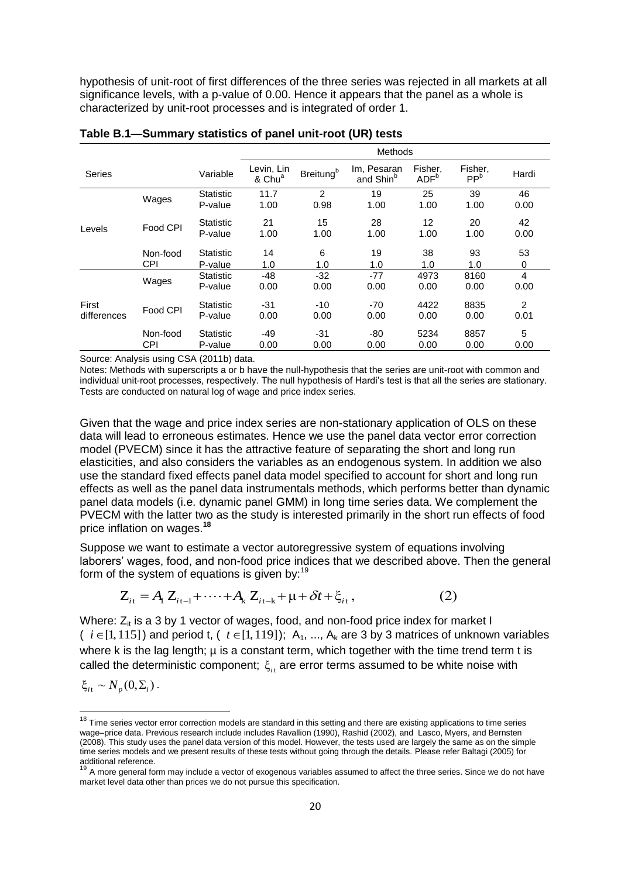hypothesis of unit-root of first differences of the three series was rejected in all markets at all significance levels, with a p-value of 0.00. Hence it appears that the panel as a whole is characterized by unit-root processes and is integrated of order 1.

**Table B.1—Summary statistics of panel unit-root (UR) tests**

| Series | | Variable | Methods | | | | | |
|---|---|---|---|---|---|---|---|---|
| | | | Levin, Lin & Chu[a] | Breitung[b] | Im, Pesaran and Shin[b] | Fisher, ADF[b] | Fisher, PP[b] | Hardi |
| Levels | Wages | Statistic | 11.7 | 2 | 19 | 25 | 39 | 46 |
| | | P-value | 1.00 | 0.98 | 1.00 | 1.00 | 1.00 | 0.00 |
| | Food CPI | Statistic | 21 | 15 | 28 | 12 | 20 | 42 |
| | | P-value | 1.00 | 1.00 | 1.00 | 1.00 | 1.00 | 0.00 |
| | Non-food CPI | Statistic | 14 | 6 | 19 | 38 | 93 | 53 |
| | | P-value | 1.0 | 1.0 | 1.0 | 1.0 | 1.0 | 0 |
| First differences | Wages | Statistic | -48 | -32 | -77 | 4973 | 8160 | 4 |
| | | P-value | 0.00 | 0.00 | 0.00 | 0.00 | 0.00 | 0.00 |
| | Food CPI | Statistic | -31 | -10 | -70 | 4422 | 8835 | 2 |
| | | P-value | 0.00 | 0.00 | 0.00 | 0.00 | 0.00 | 0.01 |
| | Non-food CPI | Statistic | -49 | -31 | -80 | 5234 | 8857 | 5 |
| | | P-value | 0.00 | 0.00 | 0.00 | 0.00 | 0.00 | 0.00 |

Source: Analysis using CSA (2011b) data.

Notes: Methods with superscripts a or b have the null-hypothesis that the series are unit-root with common and individual unit-root processes, respectively. The null hypothesis of Hardi's test is that all the series are stationary. Tests are conducted on natural log of wage and price index series.

Given that the wage and price index series are non-stationary application of OLS on these data will lead to erroneous estimates. Hence we use the panel data vector error correction model (PVECM) since it has the attractive feature of separating the short and long run elasticities, and also considers the variables as an endogenous system. In addition we also use the standard fixed effects panel data model specified to account for short and long run effects as well as the panel data instrumentals methods, which performs better than dynamic panel data models (i.e. dynamic panel GMM) in long time series data. We complement the PVECM with the latter two as the study is interested primarily in the short run effects of food price inflation on wages.[18]

Suppose we want to estimate a vector autoregressive system of equations involving laborers' wages, food, and non-food price indices that we described above. Then the general form of the system of equations is given by:[19]

$$Z_{it} = A_1 Z_{it-1} + \cdots + A_k Z_{it-k} + \mu + \delta t + \xi_{it}, \qquad (2)$$

Where: $Z_{it}$ is a 3 by 1 vector of wages, food, and non-food price index for market I ($i \in [1, 115]$) and period t, ($t \in [1, 119]$); $A_1$, ..., $A_k$ are 3 by 3 matrices of unknown variables where k is the lag length; μ is a constant term, which together with the time trend term t is called the deterministic component; $\xi_{it}$ are error terms assumed to be white noise with $\xi_{it} \sim N_p(0, \Sigma_i)$.

---

[18] Time series vector error correction models are standard in this setting and there are existing applications to time series wage–price data. Previous research include includes Ravallion (1990), Rashid (2002), and Lasco, Myers, and Bernsten (2008). This study uses the panel data version of this model. However, the tests used are largely the same as on the simple time series models and we present results of these tests without going through the details. Please refer Baltagi (2005) for additional reference.

[19] A more general form may include a vector of exogenous variables assumed to affect the three series. Since we do not have market level data other than prices we do not pursue this specification.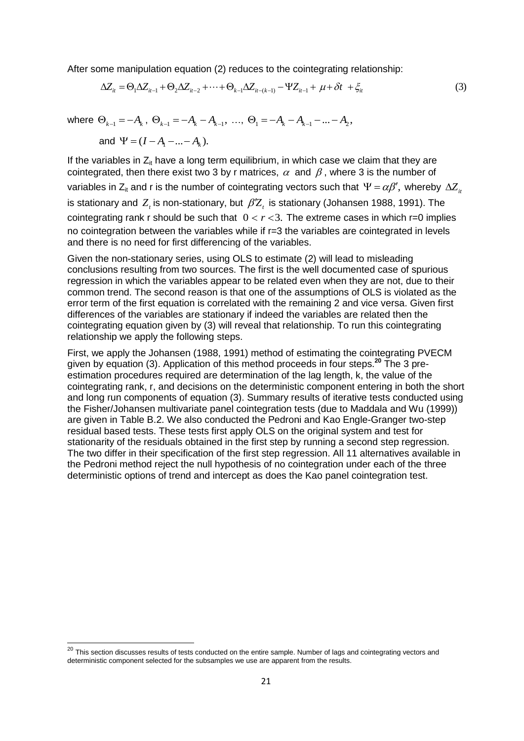After some manipulation equation (2) reduces to the cointegrating relationship:

$$\Delta Z_{it} = \Theta_1 \Delta Z_{it-1} + \Theta_2 \Delta Z_{it-2} + \cdots + \Theta_{k-1} \Delta Z_{it-(k-1)} - \Psi Z_{it-1} + \mu + \delta t + \xi_{it} \tag{3}$$

where $\Theta_{k-1} = -A_k$ , $\Theta_{k-1} = -A_k - A_{k-1}$, …, $\Theta_1 = -A_k - A_{k-1} - ... - A_2$,

and $\Psi = (I - A_1 - ... - A_k)$.

If the variables in $Z_{it}$ have a long term equilibrium, in which case we claim that they are cointegrated, then there exist two 3 by r matrices, $\alpha$ and $\beta$ , where 3 is the number of variables in $Z_{it}$ and r is the number of cointegrating vectors such that $\Psi = \alpha\beta'$, whereby $\Delta Z_{it}$ is stationary and $Z_t$ is non-stationary, but $\beta' Z_t$ is stationary (Johansen 1988, 1991). The cointegrating rank r should be such that $0 < r < 3$. The extreme cases in which r=0 implies no cointegration between the variables while if r=3 the variables are cointegrated in levels and there is no need for first differencing of the variables.

Given the non-stationary series, using OLS to estimate (2) will lead to misleading conclusions resulting from two sources. The first is the well documented case of spurious regression in which the variables appear to be related even when they are not, due to their common trend. The second reason is that one of the assumptions of OLS is violated as the error term of the first equation is correlated with the remaining 2 and vice versa. Given first differences of the variables are stationary if indeed the variables are related then the cointegrating equation given by (3) will reveal that relationship. To run this cointegrating relationship we apply the following steps.

First, we apply the Johansen (1988, 1991) method of estimating the cointegrating PVECM given by equation (3). Application of this method proceeds in four steps.[20] The 3 pre-estimation procedures required are determination of the lag length, k, the value of the cointegrating rank, r, and decisions on the deterministic component entering in both the short and long run components of equation (3). Summary results of iterative tests conducted using the Fisher/Johansen multivariate panel cointegration tests (due to Maddala and Wu (1999)) are given in Table B.2. We also conducted the Pedroni and Kao Engle-Granger two-step residual based tests. These tests first apply OLS on the original system and test for stationarity of the residuals obtained in the first step by running a second step regression. The two differ in their specification of the first step regression. All 11 alternatives available in the Pedroni method reject the null hypothesis of no cointegration under each of the three deterministic options of trend and intercept as does the Kao panel cointegration test.

[20] This section discusses results of tests conducted on the entire sample. Number of lags and cointegrating vectors and deterministic component selected for the subsamples we use are apparent from the results.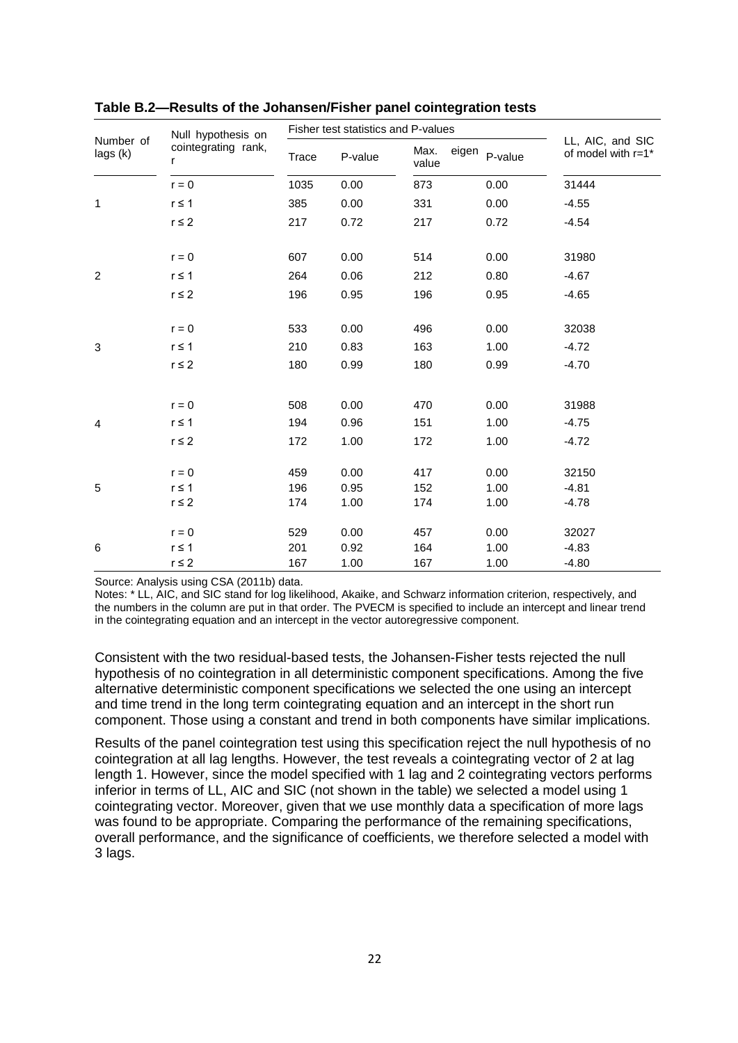**Table B.2—Results of the Johansen/Fisher panel cointegration tests**

| Number of lags (k) | Null hypothesis on cointegrating rank, r | Fisher test statistics and P-values | | | | LL, AIC, and SIC of model with r=1* |
|---|---|---|---|---|---|---|
| | | Trace | P-value | Max. eigen value | P-value | |
| | r = 0 | 1035 | 0.00 | 873 | 0.00 | 31444 |
| 1 | r ≤ 1 | 385 | 0.00 | 331 | 0.00 | -4.55 |
| | r ≤ 2 | 217 | 0.72 | 217 | 0.72 | -4.54 |
| | r = 0 | 607 | 0.00 | 514 | 0.00 | 31980 |
| 2 | r ≤ 1 | 264 | 0.06 | 212 | 0.80 | -4.67 |
| | r ≤ 2 | 196 | 0.95 | 196 | 0.95 | -4.65 |
| | r = 0 | 533 | 0.00 | 496 | 0.00 | 32038 |
| 3 | r ≤ 1 | 210 | 0.83 | 163 | 1.00 | -4.72 |
| | r ≤ 2 | 180 | 0.99 | 180 | 0.99 | -4.70 |
| | r = 0 | 508 | 0.00 | 470 | 0.00 | 31988 |
| 4 | r ≤ 1 | 194 | 0.96 | 151 | 1.00 | -4.75 |
| | r ≤ 2 | 172 | 1.00 | 172 | 1.00 | -4.72 |
| | r = 0 | 459 | 0.00 | 417 | 0.00 | 32150 |
| 5 | r ≤ 1 | 196 | 0.95 | 152 | 1.00 | -4.81 |
| | r ≤ 2 | 174 | 1.00 | 174 | 1.00 | -4.78 |
| | r = 0 | 529 | 0.00 | 457 | 0.00 | 32027 |
| 6 | r ≤ 1 | 201 | 0.92 | 164 | 1.00 | -4.83 |
| | r ≤ 2 | 167 | 1.00 | 167 | 1.00 | -4.80 |

Source: Analysis using CSA (2011b) data.

Notes: * LL, AIC, and SIC stand for log likelihood, Akaike, and Schwarz information criterion, respectively, and the numbers in the column are put in that order. The PVECM is specified to include an intercept and linear trend in the cointegrating equation and an intercept in the vector autoregressive component.

Consistent with the two residual-based tests, the Johansen-Fisher tests rejected the null hypothesis of no cointegration in all deterministic component specifications. Among the five alternative deterministic component specifications we selected the one using an intercept and time trend in the long term cointegrating equation and an intercept in the short run component. Those using a constant and trend in both components have similar implications.

Results of the panel cointegration test using this specification reject the null hypothesis of no cointegration at all lag lengths. However, the test reveals a cointegrating vector of 2 at lag length 1. However, since the model specified with 1 lag and 2 cointegrating vectors performs inferior in terms of LL, AIC and SIC (not shown in the table) we selected a model using 1 cointegrating vector. Moreover, given that we use monthly data a specification of more lags was found to be appropriate. Comparing the performance of the remaining specifications, overall performance, and the significance of coefficients, we therefore selected a model with 3 lags.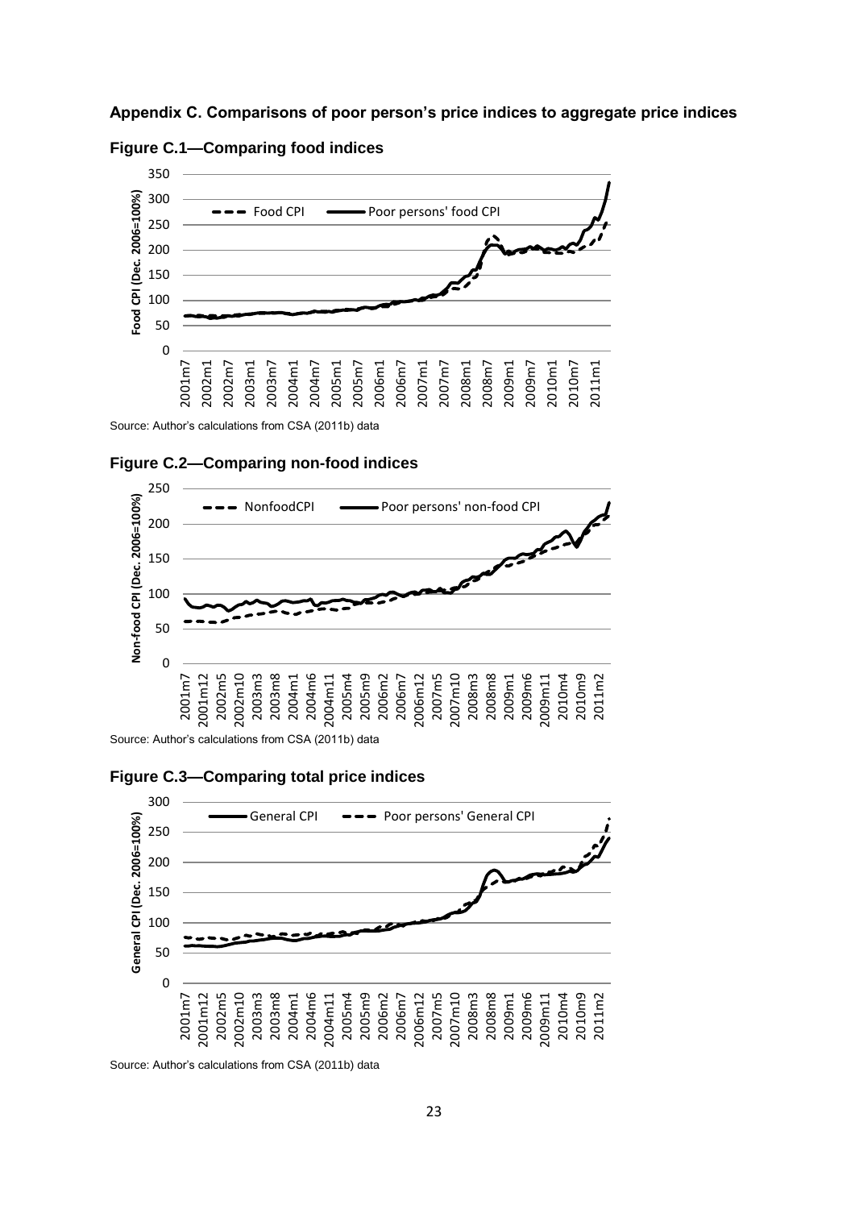## Appendix C. Comparisons of poor person's price indices to aggregate price indices

**Figure C.1—Comparing food indices**

Source: Author's calculations from CSA (2011b) data

**Figure C.2—Comparing non-food indices**

Source: Author's calculations from CSA (2011b) data

**Figure C.3—Comparing total price indices**

Source: Author's calculations from CSA (2011b) data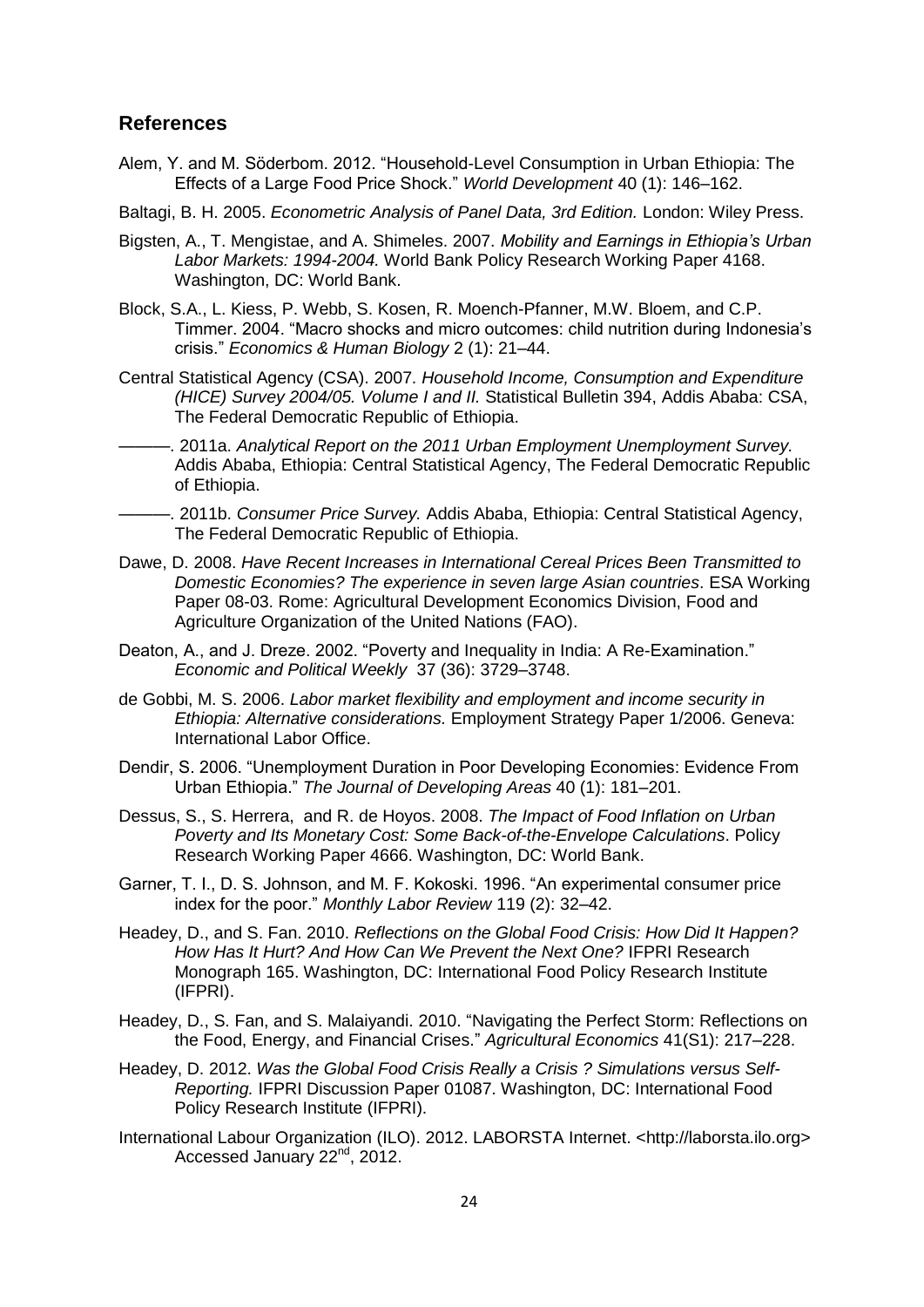## References

Alem, Y. and M. Söderbom. 2012. "Household-Level Consumption in Urban Ethiopia: The Effects of a Large Food Price Shock." *World Development* 40 (1): 146–162.

Baltagi, B. H. 2005. *Econometric Analysis of Panel Data, 3rd Edition.* London: Wiley Press.

Bigsten, A., T. Mengistae, and A. Shimeles. 2007. *Mobility and Earnings in Ethiopia's Urban Labor Markets: 1994-2004.* World Bank Policy Research Working Paper 4168. Washington, DC: World Bank.

Block, S.A., L. Kiess, P. Webb, S. Kosen, R. Moench-Pfanner, M.W. Bloem, and C.P. Timmer. 2004. "Macro shocks and micro outcomes: child nutrition during Indonesia's crisis." *Economics & Human Biology* 2 (1): 21–44.

Central Statistical Agency (CSA). 2007. *Household Income, Consumption and Expenditure (HICE) Survey 2004/05. Volume I and II.* Statistical Bulletin 394, Addis Ababa: CSA, The Federal Democratic Republic of Ethiopia.

———. 2011a. *Analytical Report on the 2011 Urban Employment Unemployment Survey.* Addis Ababa, Ethiopia: Central Statistical Agency, The Federal Democratic Republic of Ethiopia.

———. 2011b. *Consumer Price Survey.* Addis Ababa, Ethiopia: Central Statistical Agency, The Federal Democratic Republic of Ethiopia.

Dawe, D. 2008. *Have Recent Increases in International Cereal Prices Been Transmitted to Domestic Economies? The experience in seven large Asian countries*. ESA Working Paper 08-03. Rome: Agricultural Development Economics Division, Food and Agriculture Organization of the United Nations (FAO).

Deaton, A., and J. Dreze. 2002. "Poverty and Inequality in India: A Re-Examination." *Economic and Political Weekly* 37 (36): 3729–3748.

de Gobbi, M. S. 2006. *Labor market flexibility and employment and income security in Ethiopia: Alternative considerations.* Employment Strategy Paper 1/2006. Geneva: International Labor Office.

Dendir, S. 2006. "Unemployment Duration in Poor Developing Economies: Evidence From Urban Ethiopia." *The Journal of Developing Areas* 40 (1): 181–201.

Dessus, S., S. Herrera, and R. de Hoyos. 2008. *The Impact of Food Inflation on Urban Poverty and Its Monetary Cost: Some Back-of-the-Envelope Calculations*. Policy Research Working Paper 4666. Washington, DC: World Bank.

Garner, T. I., D. S. Johnson, and M. F. Kokoski. 1996. "An experimental consumer price index for the poor." *Monthly Labor Review* 119 (2): 32–42.

Headey, D., and S. Fan. 2010. *Reflections on the Global Food Crisis: How Did It Happen? How Has It Hurt? And How Can We Prevent the Next One?* IFPRI Research Monograph 165. Washington, DC: International Food Policy Research Institute (IFPRI).

Headey, D., S. Fan, and S. Malaiyandi. 2010. "Navigating the Perfect Storm: Reflections on the Food, Energy, and Financial Crises." *Agricultural Economics* 41(S1): 217–228.

Headey, D. 2012. *Was the Global Food Crisis Really a Crisis ? Simulations versus Self-Reporting.* IFPRI Discussion Paper 01087. Washington, DC: International Food Policy Research Institute (IFPRI).

International Labour Organization (ILO). 2012. LABORSTA Internet. <http://laborsta.ilo.org> Accessed January 22nd, 2012.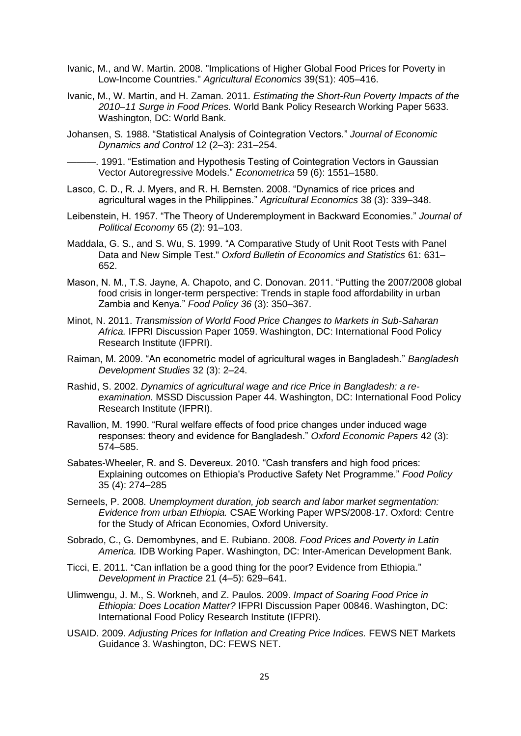Ivanic, M., and W. Martin. 2008. "Implications of Higher Global Food Prices for Poverty in Low-Income Countries." *Agricultural Economics* 39(S1): 405–416.

Ivanic, M., W. Martin, and H. Zaman. 2011. *Estimating the Short-Run Poverty Impacts of the 2010–11 Surge in Food Prices.* World Bank Policy Research Working Paper 5633. Washington, DC: World Bank.

Johansen, S. 1988. "Statistical Analysis of Cointegration Vectors." *Journal of Economic Dynamics and Control* 12 (2–3): 231–254.

———. 1991. "Estimation and Hypothesis Testing of Cointegration Vectors in Gaussian Vector Autoregressive Models." *Econometrica* 59 (6): 1551–1580.

Lasco, C. D., R. J. Myers, and R. H. Bernsten. 2008. "Dynamics of rice prices and agricultural wages in the Philippines." *Agricultural Economics* 38 (3): 339–348.

Leibenstein, H. 1957. "The Theory of Underemployment in Backward Economies." *Journal of Political Economy* 65 (2): 91–103.

Maddala, G. S., and S. Wu, S. 1999. "A Comparative Study of Unit Root Tests with Panel Data and New Simple Test." *Oxford Bulletin of Economics and Statistics* 61: 631–652.

Mason, N. M., T.S. Jayne, A. Chapoto, and C. Donovan. 2011. "Putting the 2007/2008 global food crisis in longer-term perspective: Trends in staple food affordability in urban Zambia and Kenya." *Food Policy 36* (3): 350–367.

Minot, N. 2011. *Transmission of World Food Price Changes to Markets in Sub-Saharan Africa.* IFPRI Discussion Paper 1059. Washington, DC: International Food Policy Research Institute (IFPRI).

Raiman, M. 2009. "An econometric model of agricultural wages in Bangladesh." *Bangladesh Development Studies* 32 (3): 2–24.

Rashid, S. 2002. *Dynamics of agricultural wage and rice Price in Bangladesh: a re-examination.* MSSD Discussion Paper 44. Washington, DC: International Food Policy Research Institute (IFPRI).

Ravallion, M. 1990. "Rural welfare effects of food price changes under induced wage responses: theory and evidence for Bangladesh." *Oxford Economic Papers* 42 (3): 574–585.

Sabates-Wheeler, R. and S. Devereux. 2010. "Cash transfers and high food prices: Explaining outcomes on Ethiopia's Productive Safety Net Programme." *Food Policy* 35 (4): 274–285

Serneels, P. 2008. *Unemployment duration, job search and labor market segmentation: Evidence from urban Ethiopia.* CSAE Working Paper WPS/2008-17. Oxford: Centre for the Study of African Economies, Oxford University.

Sobrado, C., G. Demombynes, and E. Rubiano. 2008. *Food Prices and Poverty in Latin America.* IDB Working Paper. Washington, DC: Inter-American Development Bank.

Ticci, E. 2011. "Can inflation be a good thing for the poor? Evidence from Ethiopia." *Development in Practice* 21 (4–5): 629–641.

Ulimwengu, J. M., S. Workneh, and Z. Paulos. 2009. *Impact of Soaring Food Price in Ethiopia: Does Location Matter?* IFPRI Discussion Paper 00846. Washington, DC: International Food Policy Research Institute (IFPRI).

USAID. 2009. *Adjusting Prices for Inflation and Creating Price Indices.* FEWS NET Markets Guidance 3. Washington, DC: FEWS NET.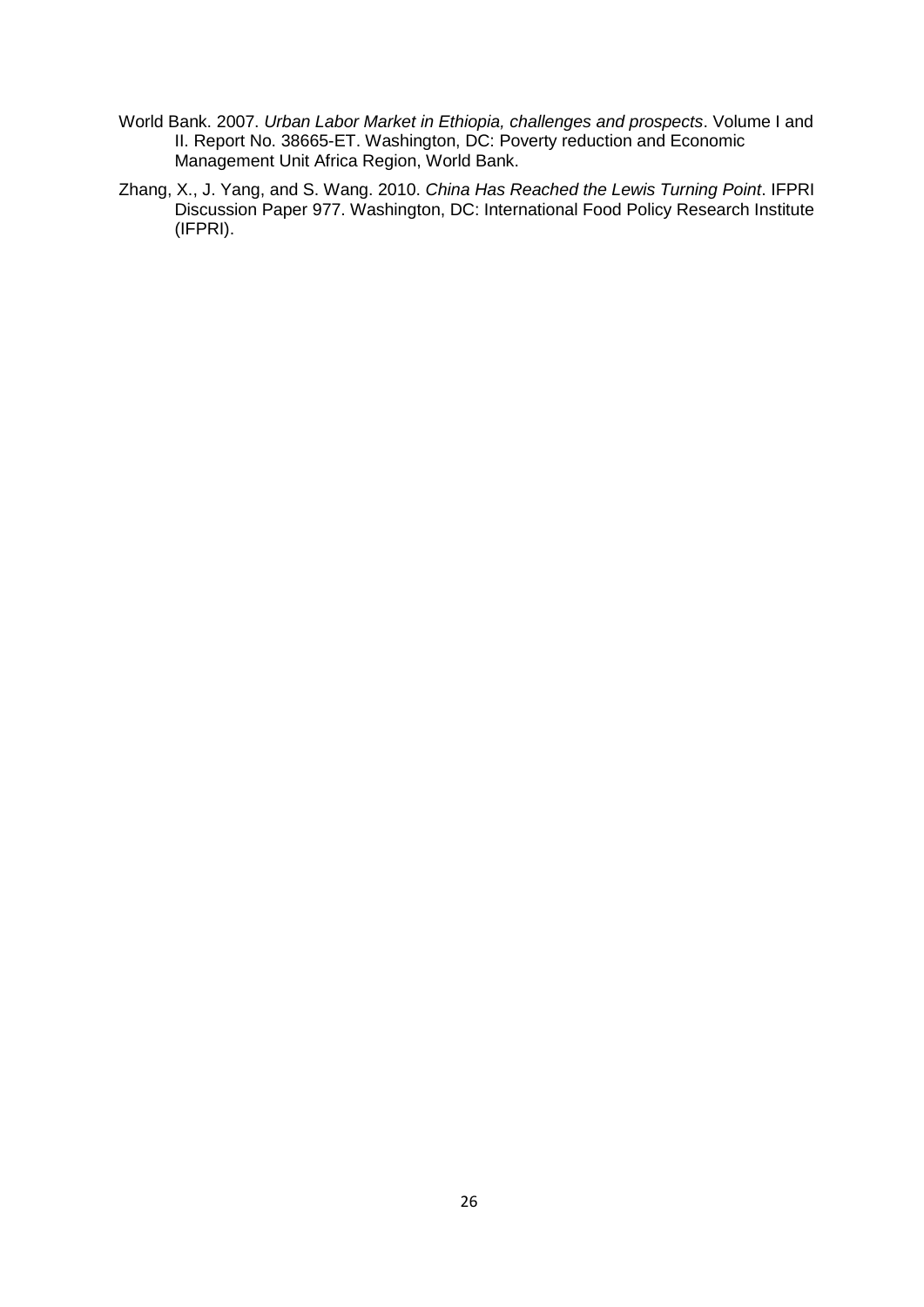World Bank. 2007. *Urban Labor Market in Ethiopia, challenges and prospects*. Volume I and II. Report No. 38665-ET. Washington, DC: Poverty reduction and Economic Management Unit Africa Region, World Bank.

Zhang, X., J. Yang, and S. Wang. 2010. *China Has Reached the Lewis Turning Point*. IFPRI Discussion Paper 977. Washington, DC: International Food Policy Research Institute (IFPRI).